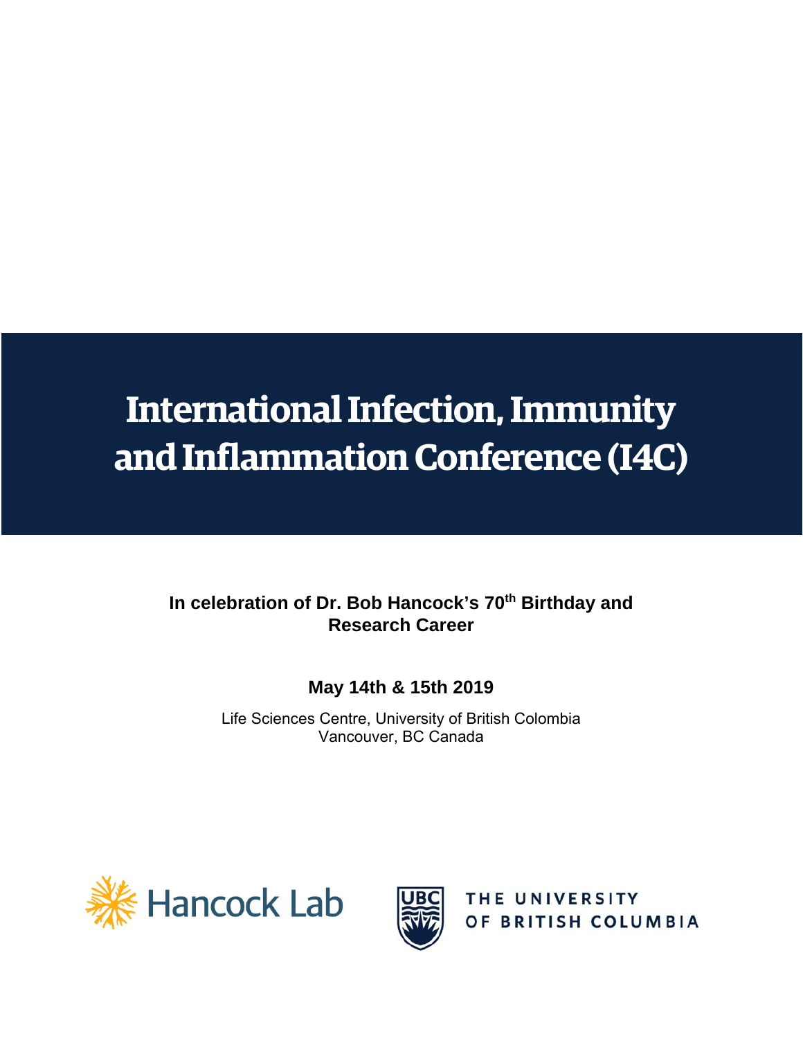# International Infection, Immunity and Inflammation Conference (I4C)

**In celebration of Dr. Bob Hancock's 70th Birthday and Research Career**

**May 14th & 15th 2019**

Life Sciences Centre, University of British Colombia
Vancouver, BC Canada

Hancock Lab

THE UNIVERSITY OF BRITISH COLUMBIA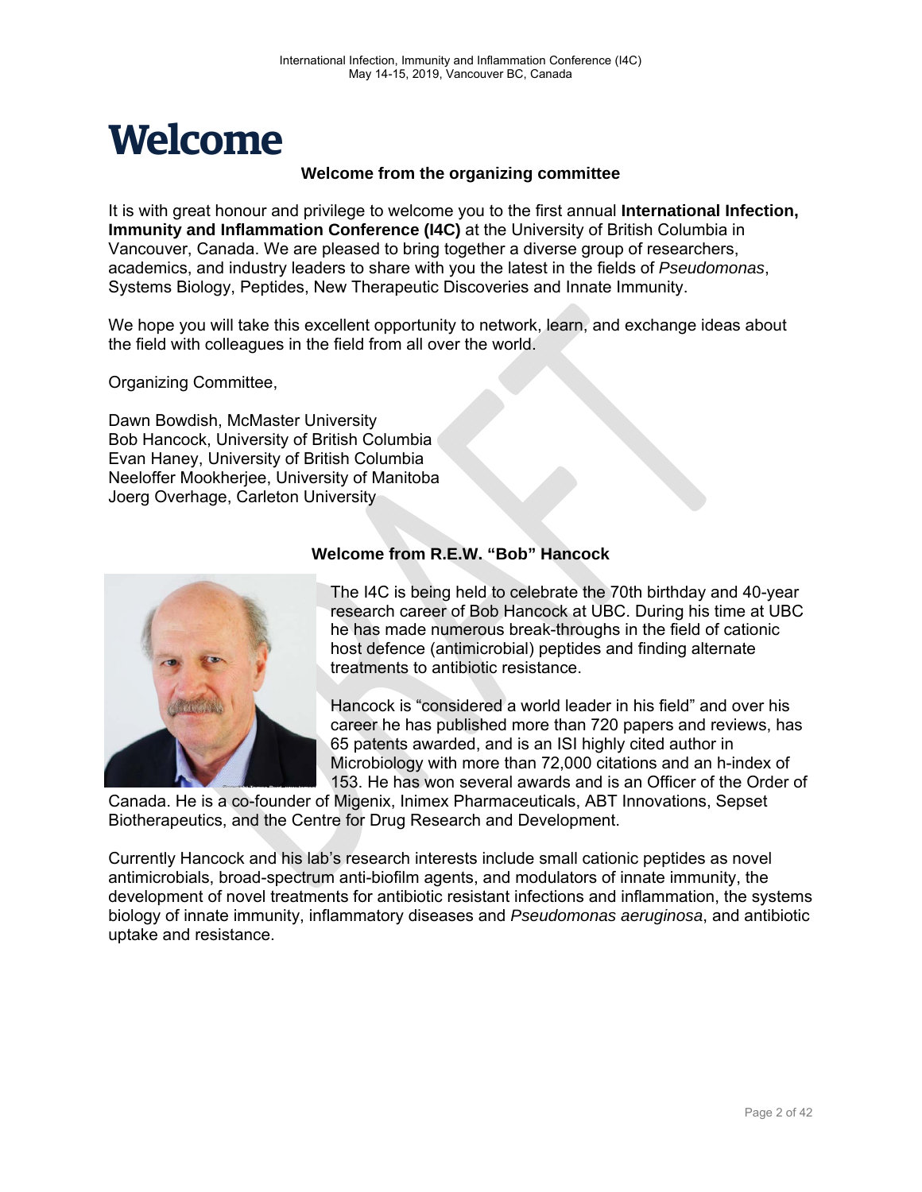# Welcome

### Welcome from the organizing committee

It is with great honour and privilege to welcome you to the first annual **International Infection, Immunity and Inflammation Conference (I4C)** at the University of British Columbia in Vancouver, Canada. We are pleased to bring together a diverse group of researchers, academics, and industry leaders to share with you the latest in the fields of *Pseudomonas*, Systems Biology, Peptides, New Therapeutic Discoveries and Innate Immunity.

We hope you will take this excellent opportunity to network, learn, and exchange ideas about the field with colleagues in the field from all over the world.

Organizing Committee,

Dawn Bowdish, McMaster University
Bob Hancock, University of British Columbia
Evan Haney, University of British Columbia
Neeloffer Mookherjee, University of Manitoba
Joerg Overhage, Carleton University

### Welcome from R.E.W. "Bob" Hancock

The I4C is being held to celebrate the 70th birthday and 40-year research career of Bob Hancock at UBC. During his time at UBC he has made numerous break-throughs in the field of cationic host defence (antimicrobial) peptides and finding alternate treatments to antibiotic resistance.

Hancock is "considered a world leader in his field" and over his career he has published more than 720 papers and reviews, has 65 patents awarded, and is an ISI highly cited author in Microbiology with more than 72,000 citations and an h-index of 153. He has won several awards and is an Officer of the Order of Canada. He is a co-founder of Migenix, Inimex Pharmaceuticals, ABT Innovations, Sepset Biotherapeutics, and the Centre for Drug Research and Development.

Currently Hancock and his lab's research interests include small cationic peptides as novel antimicrobials, broad-spectrum anti-biofilm agents, and modulators of innate immunity, the development of novel treatments for antibiotic resistant infections and inflammation, the systems biology of innate immunity, inflammatory diseases and *Pseudomonas aeruginosa*, and antibiotic uptake and resistance.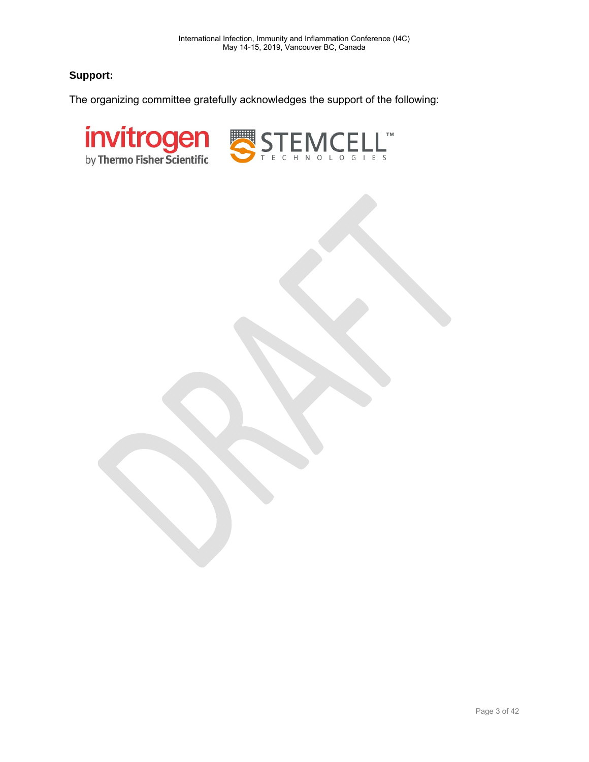**Support:**

The organizing committee gratefully acknowledges the support of the following:

invitrogen by Thermo Fisher Scientific

STEMCELL™ TECHNOLOGIES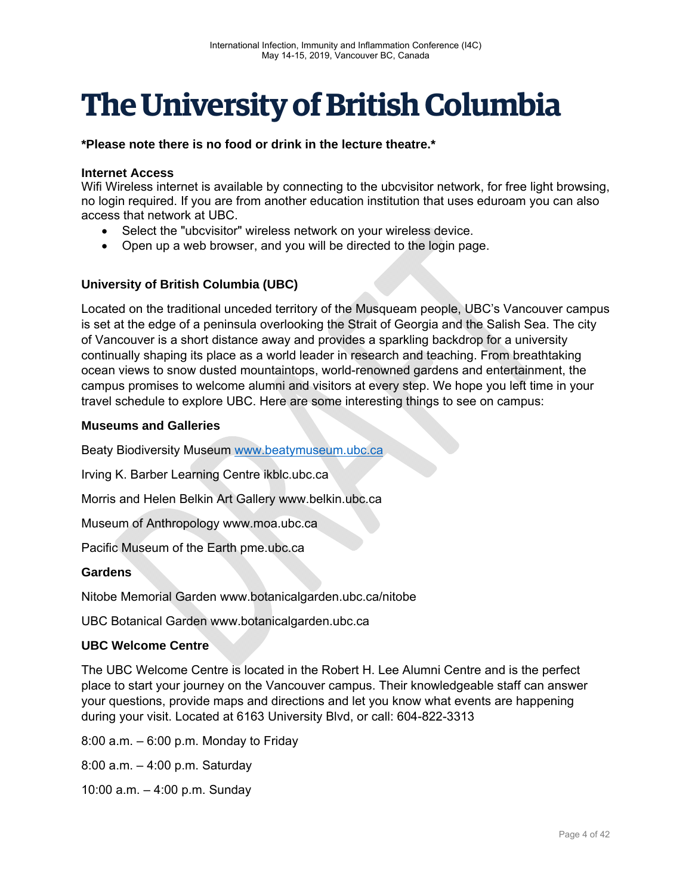# The University of British Columbia

***Please note there is no food or drink in the lecture theatre.***

**Internet Access**
Wifi Wireless internet is available by connecting to the ubcvisitor network, for free light browsing, no login required. If you are from another education institution that uses eduroam you can also access that network at UBC.

- Select the "ubcvisitor" wireless network on your wireless device.
- Open up a web browser, and you will be directed to the login page.

**University of British Columbia (UBC)**

Located on the traditional unceded territory of the Musqueam people, UBC's Vancouver campus is set at the edge of a peninsula overlooking the Strait of Georgia and the Salish Sea. The city of Vancouver is a short distance away and provides a sparkling backdrop for a university continually shaping its place as a world leader in research and teaching. From breathtaking ocean views to snow dusted mountaintops, world-renowned gardens and entertainment, the campus promises to welcome alumni and visitors at every step. We hope you left time in your travel schedule to explore UBC. Here are some interesting things to see on campus:

**Museums and Galleries**

Beaty Biodiversity Museum www.beatymuseum.ubc.ca

Irving K. Barber Learning Centre ikblc.ubc.ca

Morris and Helen Belkin Art Gallery www.belkin.ubc.ca

Museum of Anthropology www.moa.ubc.ca

Pacific Museum of the Earth pme.ubc.ca

**Gardens**

Nitobe Memorial Garden www.botanicalgarden.ubc.ca/nitobe

UBC Botanical Garden www.botanicalgarden.ubc.ca

**UBC Welcome Centre**

The UBC Welcome Centre is located in the Robert H. Lee Alumni Centre and is the perfect place to start your journey on the Vancouver campus. Their knowledgeable staff can answer your questions, provide maps and directions and let you know what events are happening during your visit. Located at 6163 University Blvd, or call: 604-822-3313

8:00 a.m. – 6:00 p.m. Monday to Friday

8:00 a.m. – 4:00 p.m. Saturday

10:00 a.m. – 4:00 p.m. Sunday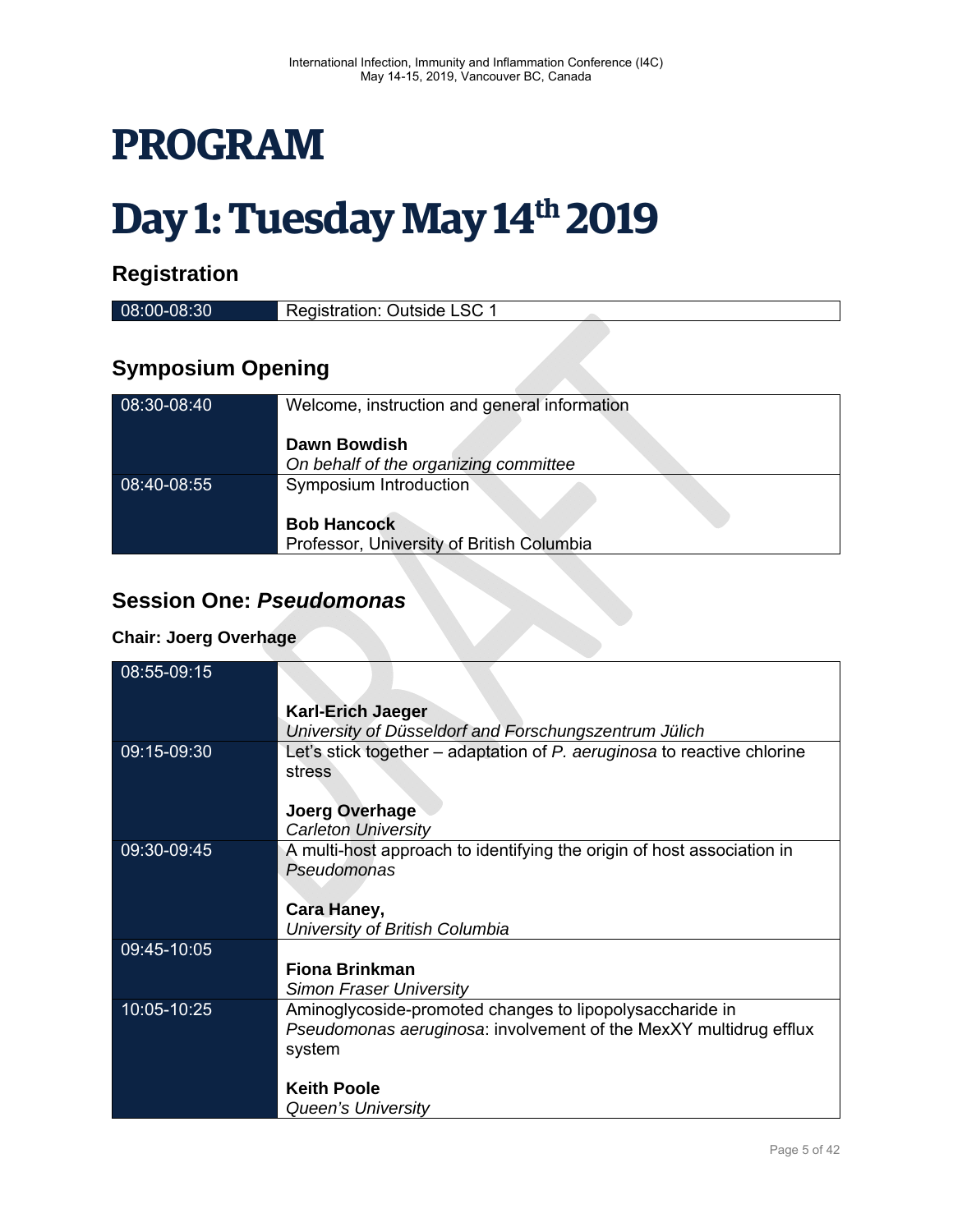# PROGRAM

# Day 1: Tuesday May 14th 2019

## Registration

| | |
|---|---|
| 08:00-08:30 | Registration: Outside LSC 1 |

## Symposium Opening

| | |
|---|---|
| 08:30-08:40 | Welcome, instruction and general information<br><br>**Dawn Bowdish**<br>*On behalf of the organizing committee* |
| 08:40-08:55 | Symposium Introduction<br><br>**Bob Hancock**<br>Professor, University of British Columbia |

## Session One: *Pseudomonas*

**Chair: Joerg Overhage**

| | |
|---|---|
| 08:55-09:15 | <br><br>**Karl-Erich Jaeger**<br>*University of Düsseldorf and Forschungszentrum Jülich* |
| 09:15-09:30 | Let's stick together – adaptation of *P. aeruginosa* to reactive chlorine stress<br><br>**Joerg Overhage**<br>*Carleton University* |
| 09:30-09:45 | A multi-host approach to identifying the origin of host association in *Pseudomonas*<br><br>**Cara Haney,**<br>*University of British Columbia* |
| 09:45-10:05 | <br>**Fiona Brinkman**<br>*Simon Fraser University* |
| 10:05-10:25 | Aminoglycoside-promoted changes to lipopolysaccharide in *Pseudomonas aeruginosa*: involvement of the MexXY multidrug efflux system<br><br>**Keith Poole**<br>*Queen's University* |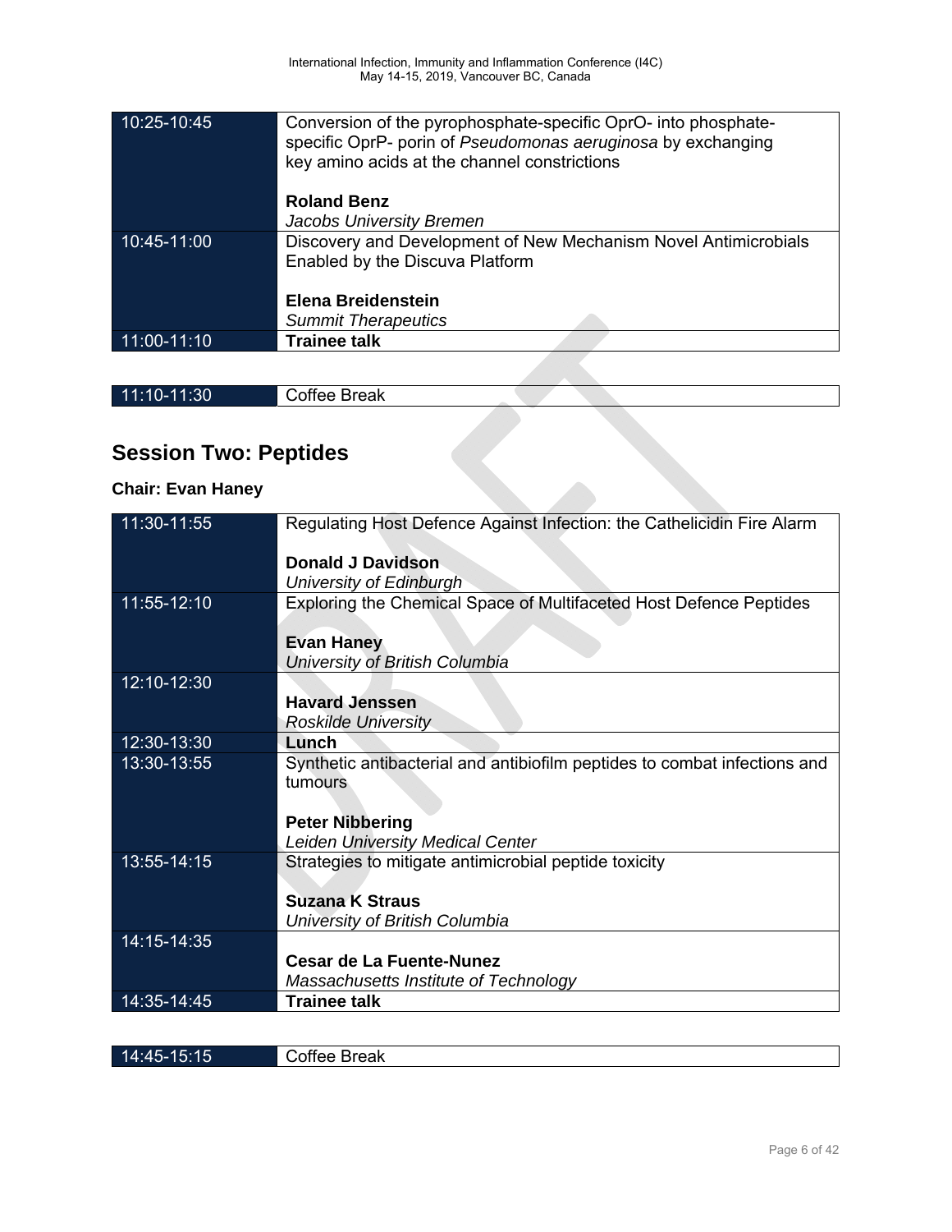| 10:25-10:45 | Conversion of the pyrophosphate-specific OprO- into phosphate-specific OprP- porin of *Pseudomonas aeruginosa* by exchanging key amino acids at the channel constrictions<br><br>**Roland Benz**<br>*Jacobs University Bremen* |
|---|---|
| 10:45-11:00 | Discovery and Development of New Mechanism Novel Antimicrobials Enabled by the Discuva Platform<br><br>**Elena Breidenstein**<br>*Summit Therapeutics* |
| 11:00-11:10 | **Trainee talk** |

| 11:10-11:30 | Coffee Break |
|---|---|

## Session Two: Peptides

**Chair: Evan Haney**

| 11:30-11:55 | Regulating Host Defence Against Infection: the Cathelicidin Fire Alarm<br><br>**Donald J Davidson**<br>*University of Edinburgh* |
|---|---|
| 11:55-12:10 | Exploring the Chemical Space of Multifaceted Host Defence Peptides<br><br>**Evan Haney**<br>*University of British Columbia* |
| 12:10-12:30 | **Havard Jenssen**<br>*Roskilde University* |
| 12:30-13:30 | **Lunch** |
| 13:30-13:55 | Synthetic antibacterial and antibiofilm peptides to combat infections and tumours<br><br>**Peter Nibbering**<br>*Leiden University Medical Center* |
| 13:55-14:15 | Strategies to mitigate antimicrobial peptide toxicity<br><br>**Suzana K Straus**<br>*University of British Columbia* |
| 14:15-14:35 | **Cesar de La Fuente-Nunez**<br>*Massachusetts Institute of Technology* |
| 14:35-14:45 | **Trainee talk** |

| 14:45-15:15 | Coffee Break |
|---|---|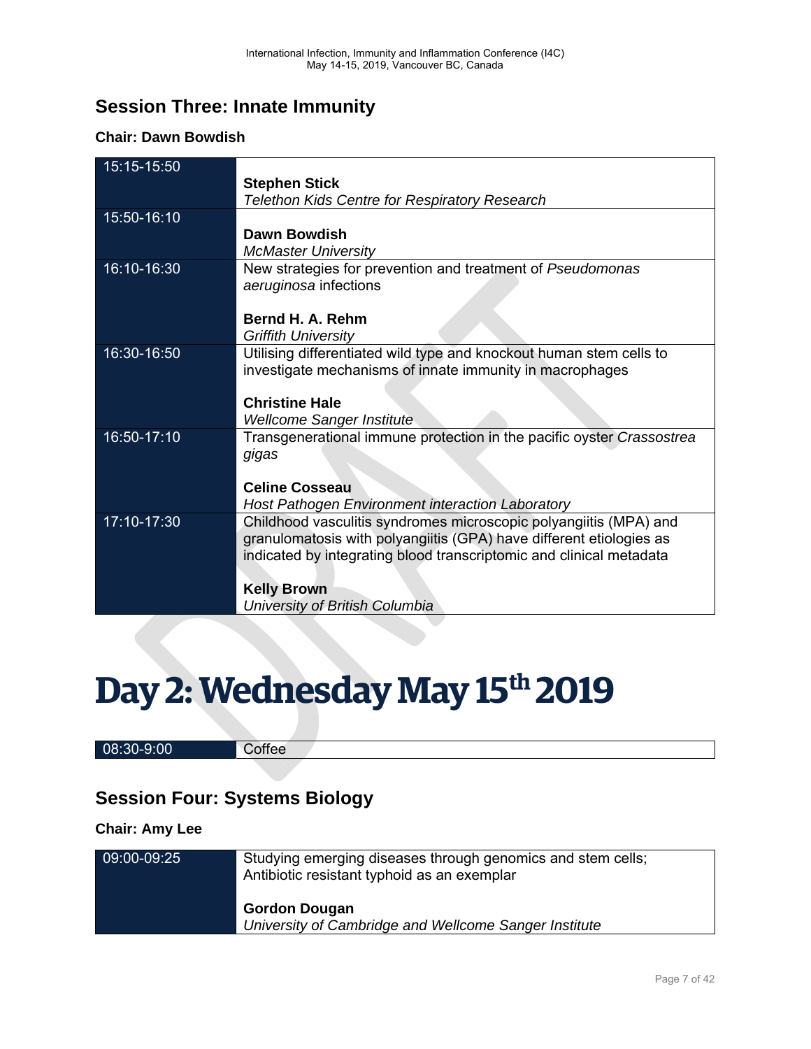## Session Three: Innate Immunity

**Chair: Dawn Bowdish**

| | |
|---|---|
| 15:15-15:50 | **Stephen Stick**<br>*Telethon Kids Centre for Respiratory Research* |
| 15:50-16:10 | **Dawn Bowdish**<br>*McMaster University* |
| 16:10-16:30 | New strategies for prevention and treatment of *Pseudomonas aeruginosa* infections<br><br>**Bernd H. A. Rehm**<br>*Griffith University* |
| 16:30-16:50 | Utilising differentiated wild type and knockout human stem cells to investigate mechanisms of innate immunity in macrophages<br><br>**Christine Hale**<br>*Wellcome Sanger Institute* |
| 16:50-17:10 | Transgenerational immune protection in the pacific oyster *Crassostrea gigas*<br><br>**Celine Cosseau**<br>*Host Pathogen Environment interaction Laboratory* |
| 17:10-17:30 | Childhood vasculitis syndromes microscopic polyangiitis (MPA) and granulomatosis with polyangiitis (GPA) have different etiologies as indicated by integrating blood transcriptomic and clinical metadata<br><br>**Kelly Brown**<br>*University of British Columbia* |

# Day 2: Wednesday May 15th 2019

| | |
|---|---|
| 08:30-9:00 | Coffee |

## Session Four: Systems Biology

**Chair: Amy Lee**

| | |
|---|---|
| 09:00-09:25 | Studying emerging diseases through genomics and stem cells; Antibiotic resistant typhoid as an exemplar<br><br>**Gordon Dougan**<br>*University of Cambridge and Wellcome Sanger Institute* |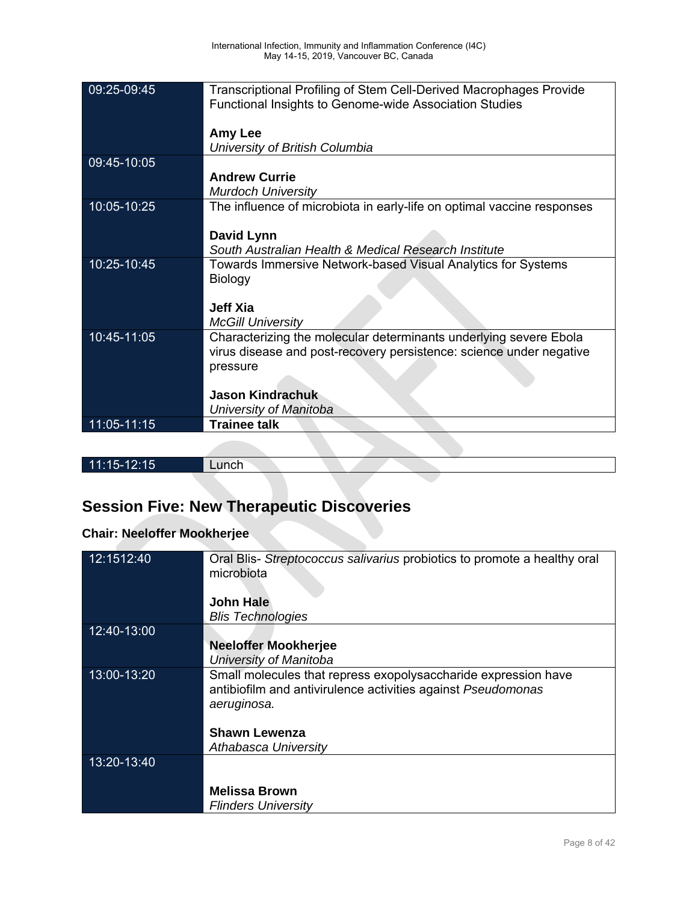| | |
|---|---|
| 09:25-09:45 | Transcriptional Profiling of Stem Cell-Derived Macrophages Provide Functional Insights to Genome-wide Association Studies<br><br>**Amy Lee**<br>*University of British Columbia* |
| 09:45-10:05 | **Andrew Currie**<br>*Murdoch University* |
| 10:05-10:25 | The influence of microbiota in early-life on optimal vaccine responses<br><br>**David Lynn**<br>*South Australian Health & Medical Research Institute* |
| 10:25-10:45 | Towards Immersive Network-based Visual Analytics for Systems Biology<br><br>**Jeff Xia**<br>*McGill University* |
| 10:45-11:05 | Characterizing the molecular determinants underlying severe Ebola virus disease and post-recovery persistence: science under negative pressure<br><br>**Jason Kindrachuk**<br>*University of Manitoba* |
| 11:05-11:15 | **Trainee talk** |

| | |
|---|---|
| 11:15-12:15 | Lunch |

## Session Five: New Therapeutic Discoveries

**Chair: Neeloffer Mookherjee**

| | |
|---|---|
| 12:1512:40 | Oral Blis- *Streptococcus salivarius* probiotics to promote a healthy oral microbiota<br><br>**John Hale**<br>*Blis Technologies* |
| 12:40-13:00 | **Neeloffer Mookherjee**<br>*University of Manitoba* |
| 13:00-13:20 | Small molecules that repress exopolysaccharide expression have antibiofilm and antivirulence activities against *Pseudomonas aeruginosa.*<br><br>**Shawn Lewenza**<br>*Athabasca University* |
| 13:20-13:40 | **Melissa Brown**<br>*Flinders University* |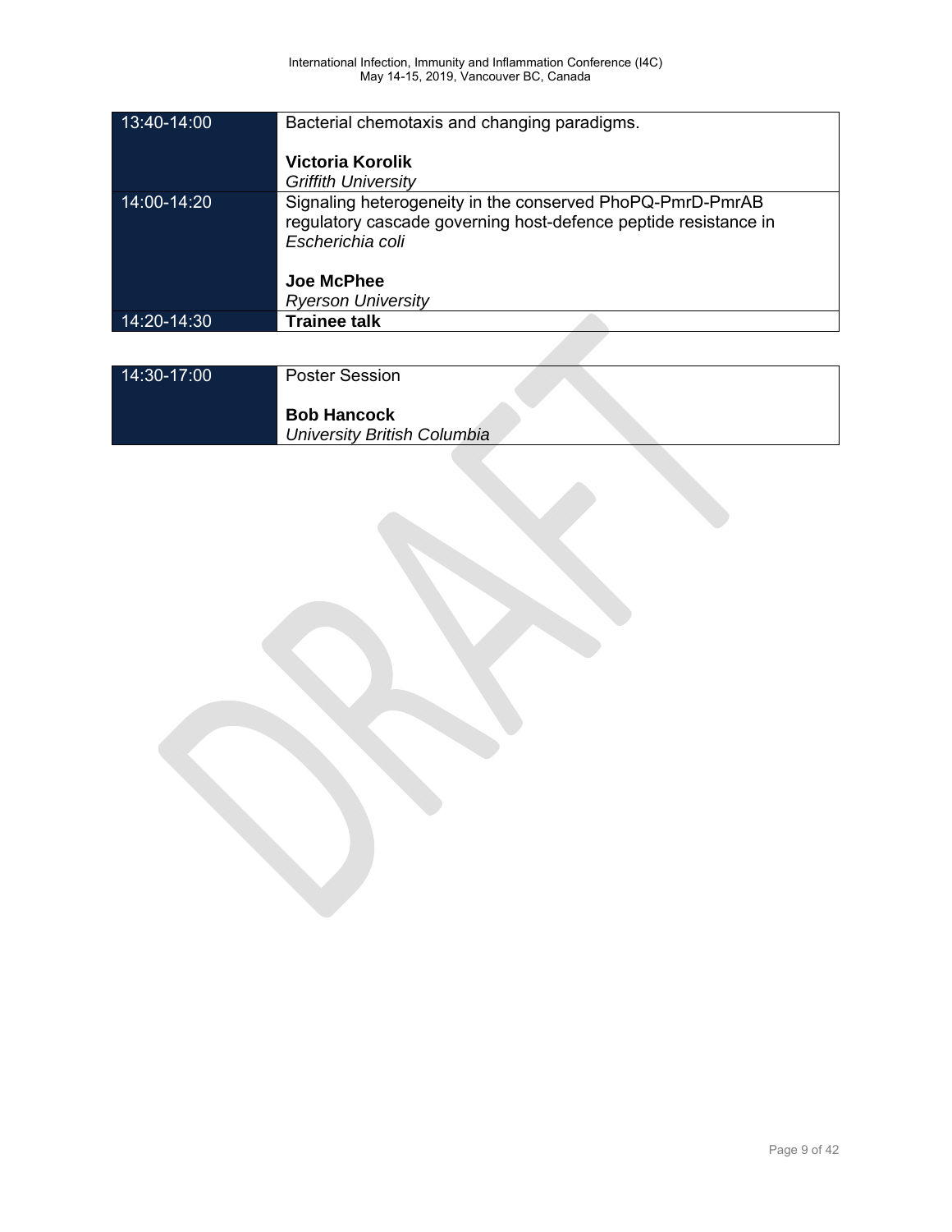| | |
|---|---|
| 13:40-14:00 | Bacterial chemotaxis and changing paradigms.<br><br>**Victoria Korolik**<br>*Griffith University* |
| 14:00-14:20 | Signaling heterogeneity in the conserved PhoPQ-PmrD-PmrAB regulatory cascade governing host-defence peptide resistance in *Escherichia coli*<br><br>**Joe McPhee**<br>*Ryerson University* |
| 14:20-14:30 | **Trainee talk** |

| | |
|---|---|
| 14:30-17:00 | Poster Session<br><br>**Bob Hancock**<br>*University British Columbia* |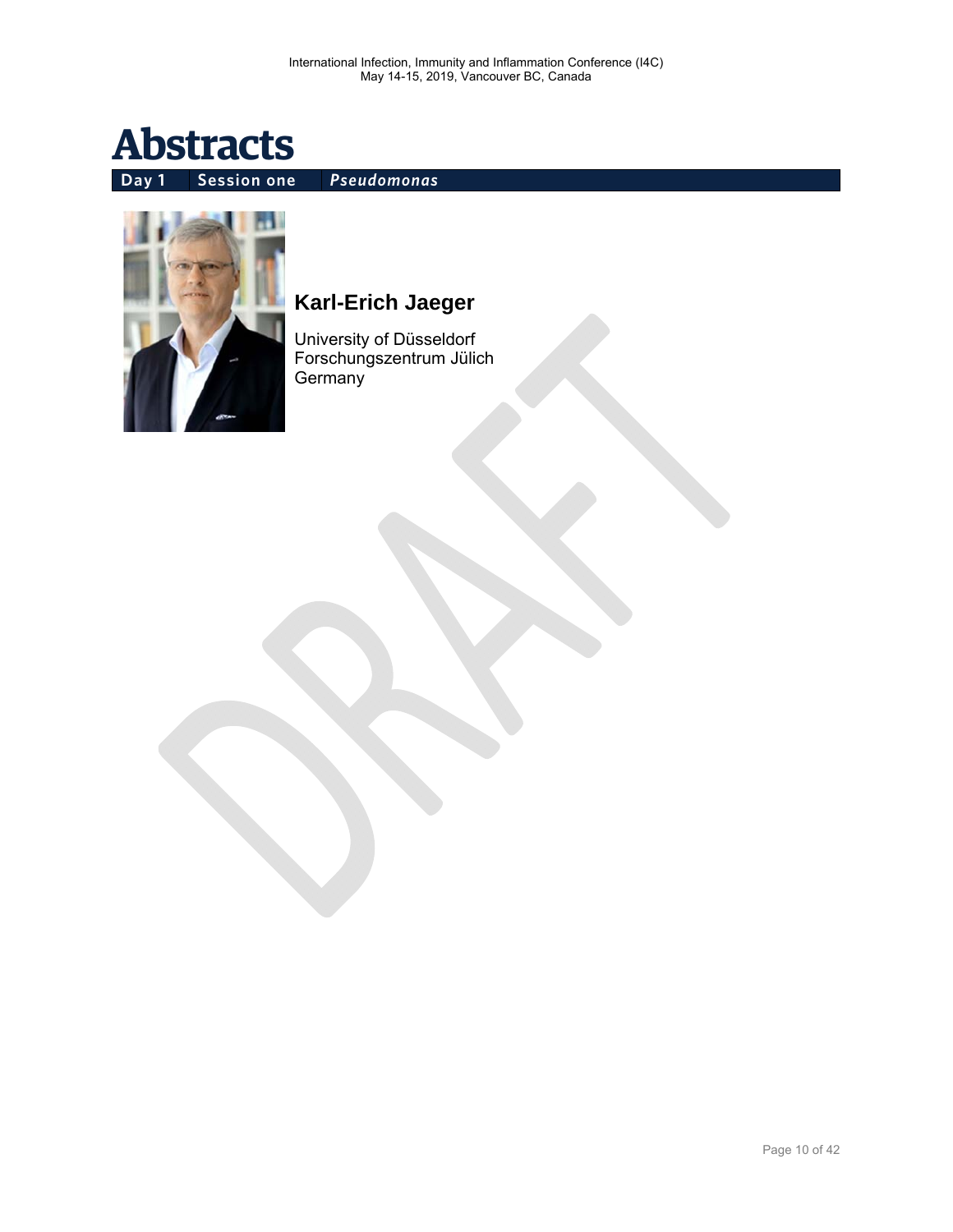# Abstracts

**Day 1** | **Session one** | ***Pseudomonas***

## Karl-Erich Jaeger

University of Düsseldorf
Forschungszentrum Jülich
Germany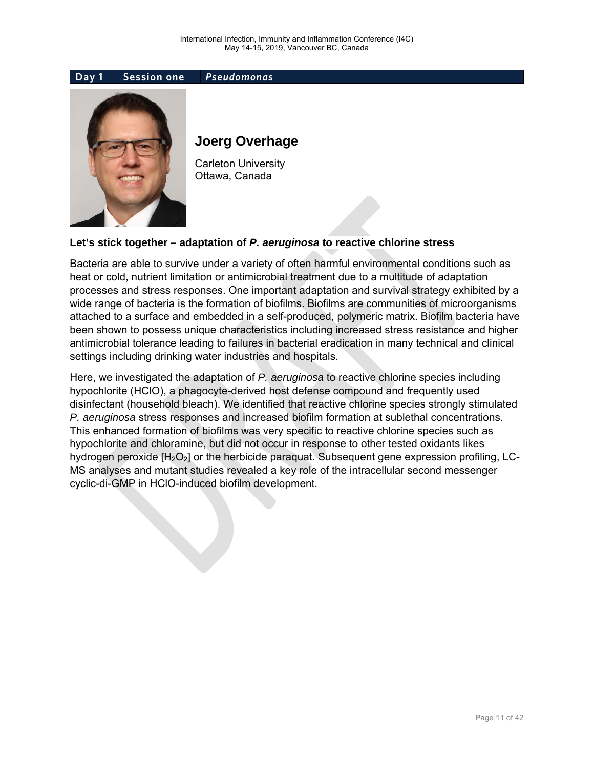**Day 1 | Session one | *Pseudomonas***

## Joerg Overhage

Carleton University
Ottawa, Canada

### Let's stick together – adaptation of *P. aeruginosa* to reactive chlorine stress

Bacteria are able to survive under a variety of often harmful environmental conditions such as heat or cold, nutrient limitation or antimicrobial treatment due to a multitude of adaptation processes and stress responses. One important adaptation and survival strategy exhibited by a wide range of bacteria is the formation of biofilms. Biofilms are communities of microorganisms attached to a surface and embedded in a self-produced, polymeric matrix. Biofilm bacteria have been shown to possess unique characteristics including increased stress resistance and higher antimicrobial tolerance leading to failures in bacterial eradication in many technical and clinical settings including drinking water industries and hospitals.

Here, we investigated the adaptation of *P. aeruginosa* to reactive chlorine species including hypochlorite (HClO), a phagocyte-derived host defense compound and frequently used disinfectant (household bleach). We identified that reactive chlorine species strongly stimulated *P. aeruginosa* stress responses and increased biofilm formation at sublethal concentrations. This enhanced formation of biofilms was very specific to reactive chlorine species such as hypochlorite and chloramine, but did not occur in response to other tested oxidants likes hydrogen peroxide [$H_2O_2$] or the herbicide paraquat. Subsequent gene expression profiling, LC-MS analyses and mutant studies revealed a key role of the intracellular second messenger cyclic-di-GMP in HClO-induced biofilm development.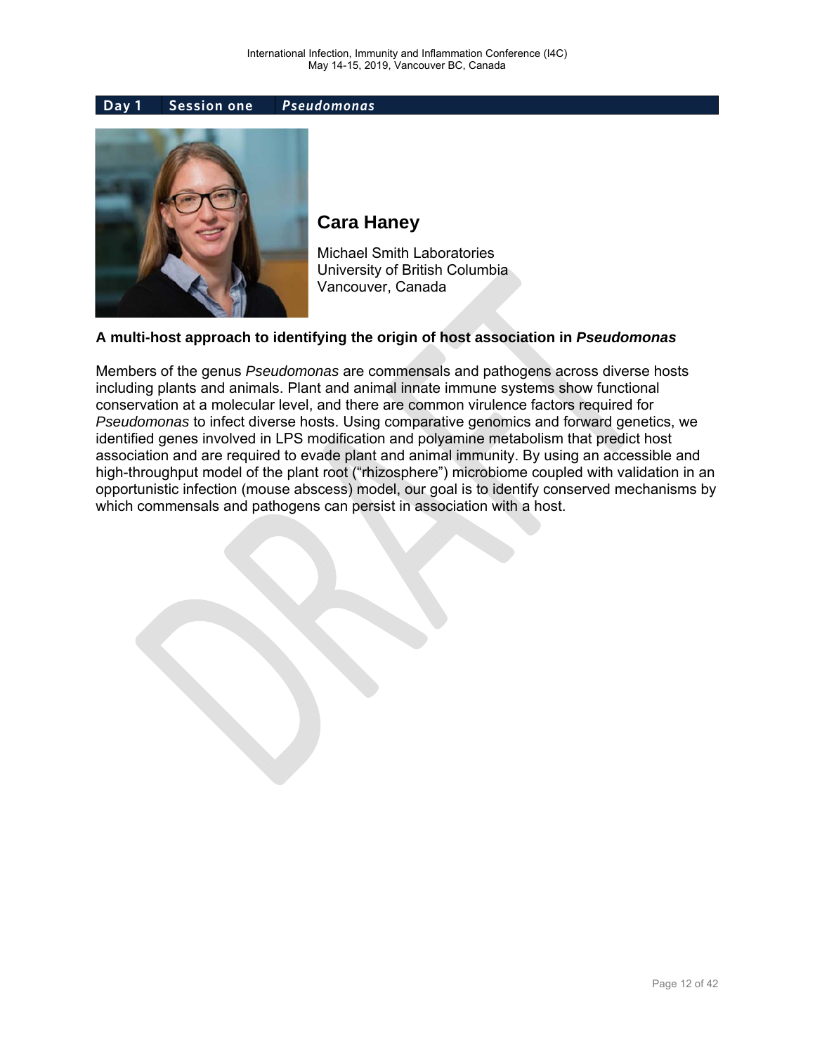**Day 1** | **Session one** | ***Pseudomonas***

## Cara Haney

Michael Smith Laboratories
University of British Columbia
Vancouver, Canada

### A multi-host approach to identifying the origin of host association in *Pseudomonas*

Members of the genus *Pseudomonas* are commensals and pathogens across diverse hosts including plants and animals. Plant and animal innate immune systems show functional conservation at a molecular level, and there are common virulence factors required for *Pseudomonas* to infect diverse hosts. Using comparative genomics and forward genetics, we identified genes involved in LPS modification and polyamine metabolism that predict host association and are required to evade plant and animal immunity. By using an accessible and high-throughput model of the plant root ("rhizosphere") microbiome coupled with validation in an opportunistic infection (mouse abscess) model, our goal is to identify conserved mechanisms by which commensals and pathogens can persist in association with a host.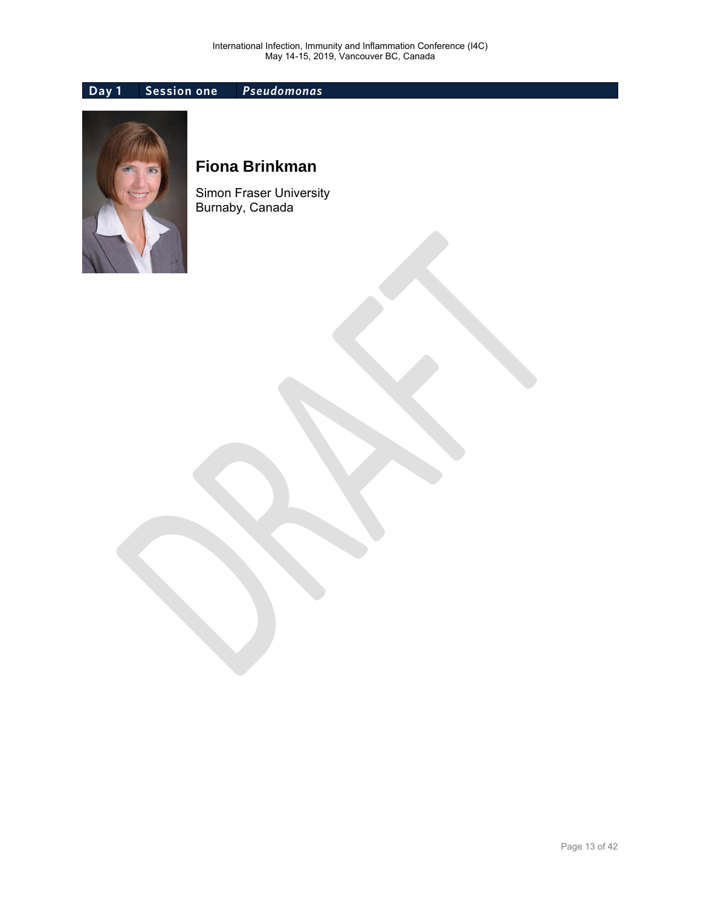**Day 1** **Session one** ***Pseudomonas***

## Fiona Brinkman

Simon Fraser University
Burnaby, Canada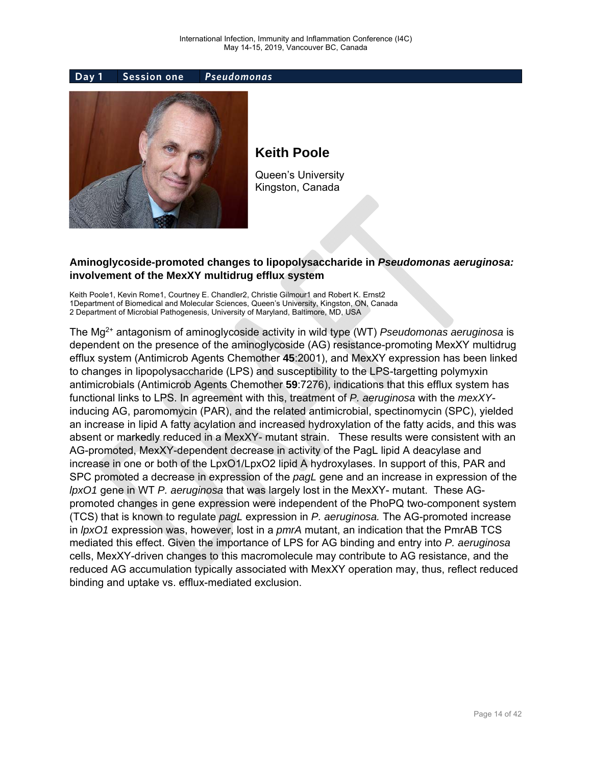**Day 1 | Session one | *Pseudomonas***

## Keith Poole

Queen's University
Kingston, Canada

### Aminoglycoside-promoted changes to lipopolysaccharide in *Pseudomonas aeruginosa:* involvement of the MexXY multidrug efflux system

Keith Poole1, Kevin Rome1, Courtney E. Chandler2, Christie Gilmour1 and Robert K. Ernst2
1Department of Biomedical and Molecular Sciences, Queen's University, Kingston, ON, Canada
2 Department of Microbial Pathogenesis, University of Maryland, Baltimore, MD, USA

The $Mg^{2+}$ antagonism of aminoglycoside activity in wild type (WT) *Pseudomonas aeruginosa* is dependent on the presence of the aminoglycoside (AG) resistance-promoting MexXY multidrug efflux system (Antimicrob Agents Chemother **45**:2001), and MexXY expression has been linked to changes in lipopolysaccharide (LPS) and susceptibility to the LPS-targetting polymyxin antimicrobials (Antimicrob Agents Chemother **59**:7276), indications that this efflux system has functional links to LPS. In agreement with this, treatment of *P. aeruginosa* with the *mexXY*-inducing AG, paromomycin (PAR), and the related antimicrobial, spectinomycin (SPC), yielded an increase in lipid A fatty acylation and increased hydroxylation of the fatty acids, and this was absent or markedly reduced in a MexXY- mutant strain. These results were consistent with an AG-promoted, MexXY-dependent decrease in activity of the PagL lipid A deacylase and increase in one or both of the LpxO1/LpxO2 lipid A hydroxylases. In support of this, PAR and SPC promoted a decrease in expression of the *pagL* gene and an increase in expression of the *lpxO1* gene in WT *P. aeruginosa* that was largely lost in the MexXY- mutant. These AG-promoted changes in gene expression were independent of the PhoPQ two-component system (TCS) that is known to regulate *pagL* expression in *P. aeruginosa.* The AG-promoted increase in *lpxO1* expression was, however, lost in a *pmrA* mutant, an indication that the PmrAB TCS mediated this effect. Given the importance of LPS for AG binding and entry into *P. aeruginosa* cells, MexXY-driven changes to this macromolecule may contribute to AG resistance, and the reduced AG accumulation typically associated with MexXY operation may, thus, reflect reduced binding and uptake vs. efflux-mediated exclusion.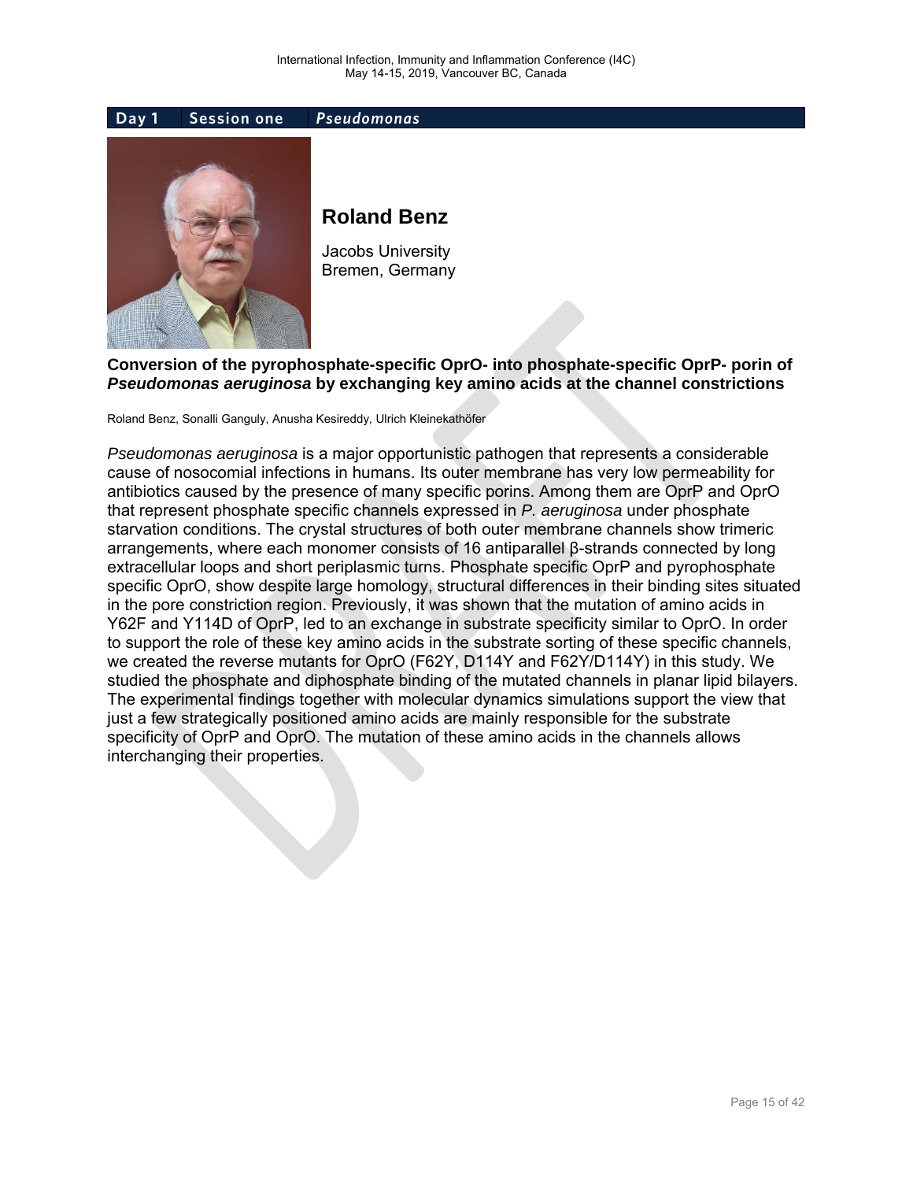**Day 1 | Session one | *Pseudomonas***

## Roland Benz

Jacobs University
Bremen, Germany

### Conversion of the pyrophosphate-specific OprO- into phosphate-specific OprP- porin of *Pseudomonas aeruginosa* by exchanging key amino acids at the channel constrictions

Roland Benz, Sonalli Ganguly, Anusha Kesireddy, Ulrich Kleinekathöfer

*Pseudomonas aeruginosa* is a major opportunistic pathogen that represents a considerable cause of nosocomial infections in humans. Its outer membrane has very low permeability for antibiotics caused by the presence of many specific porins. Among them are OprP and OprO that represent phosphate specific channels expressed in *P. aeruginosa* under phosphate starvation conditions. The crystal structures of both outer membrane channels show trimeric arrangements, where each monomer consists of 16 antiparallel β-strands connected by long extracellular loops and short periplasmic turns. Phosphate specific OprP and pyrophosphate specific OprO, show despite large homology, structural differences in their binding sites situated in the pore constriction region. Previously, it was shown that the mutation of amino acids in Y62F and Y114D of OprP, led to an exchange in substrate specificity similar to OprO. In order to support the role of these key amino acids in the substrate sorting of these specific channels, we created the reverse mutants for OprO (F62Y, D114Y and F62Y/D114Y) in this study. We studied the phosphate and diphosphate binding of the mutated channels in planar lipid bilayers. The experimental findings together with molecular dynamics simulations support the view that just a few strategically positioned amino acids are mainly responsible for the substrate specificity of OprP and OprO. The mutation of these amino acids in the channels allows interchanging their properties.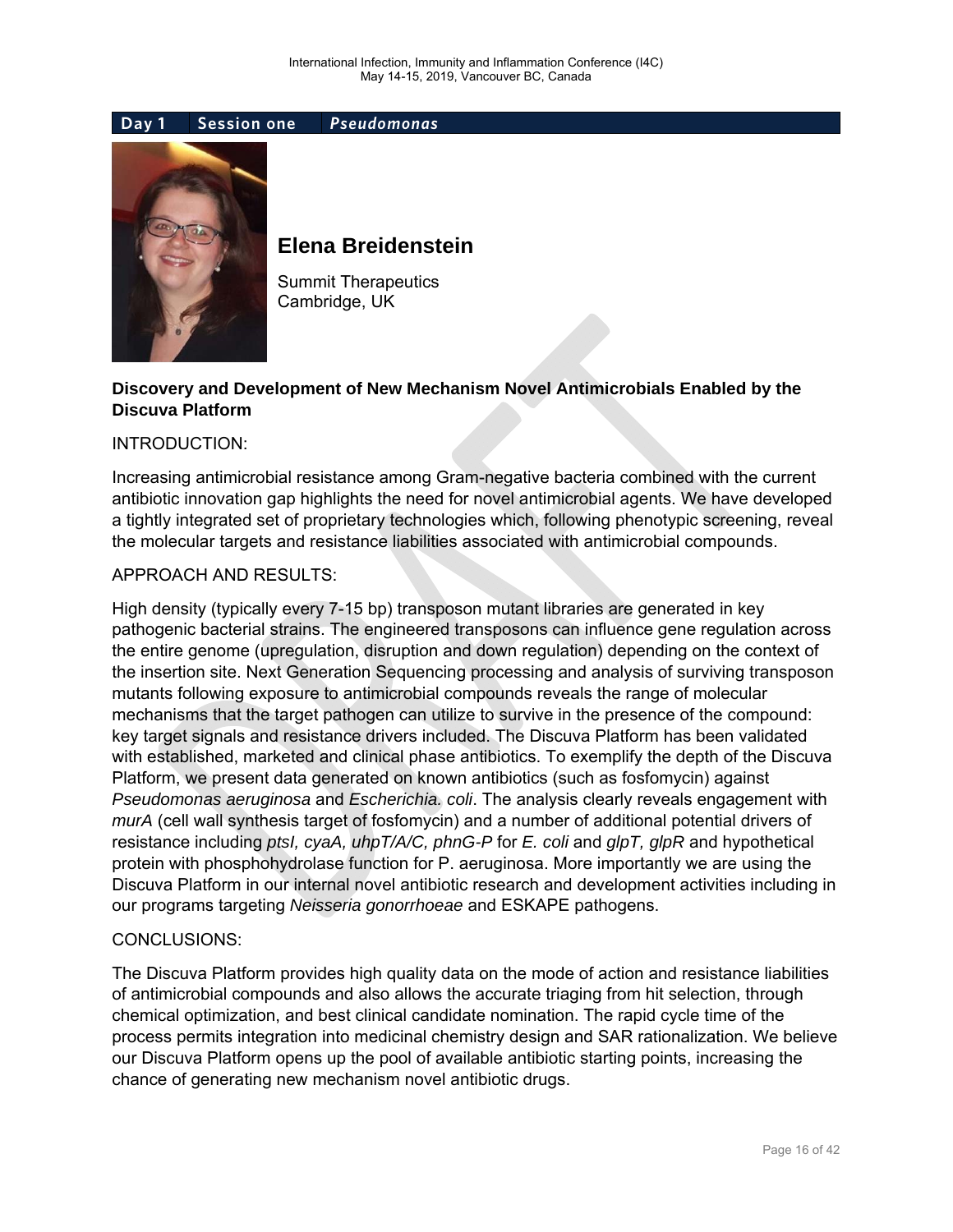Day 1 | Session one | *Pseudomonas*

## Elena Breidenstein

Summit Therapeutics
Cambridge, UK

**Discovery and Development of New Mechanism Novel Antimicrobials Enabled by the Discuva Platform**

INTRODUCTION:

Increasing antimicrobial resistance among Gram-negative bacteria combined with the current antibiotic innovation gap highlights the need for novel antimicrobial agents. We have developed a tightly integrated set of proprietary technologies which, following phenotypic screening, reveal the molecular targets and resistance liabilities associated with antimicrobial compounds.

APPROACH AND RESULTS:

High density (typically every 7-15 bp) transposon mutant libraries are generated in key pathogenic bacterial strains. The engineered transposons can influence gene regulation across the entire genome (upregulation, disruption and down regulation) depending on the context of the insertion site. Next Generation Sequencing processing and analysis of surviving transposon mutants following exposure to antimicrobial compounds reveals the range of molecular mechanisms that the target pathogen can utilize to survive in the presence of the compound: key target signals and resistance drivers included. The Discuva Platform has been validated with established, marketed and clinical phase antibiotics. To exemplify the depth of the Discuva Platform, we present data generated on known antibiotics (such as fosfomycin) against *Pseudomonas aeruginosa* and *Escherichia. coli*. The analysis clearly reveals engagement with *murA* (cell wall synthesis target of fosfomycin) and a number of additional potential drivers of resistance including *ptsI, cyaA, uhpT/A/C, phnG-P* for *E. coli* and *glpT, glpR* and hypothetical protein with phosphohydrolase function for P. aeruginosa. More importantly we are using the Discuva Platform in our internal novel antibiotic research and development activities including in our programs targeting *Neisseria gonorrhoeae* and ESKAPE pathogens.

CONCLUSIONS:

The Discuva Platform provides high quality data on the mode of action and resistance liabilities of antimicrobial compounds and also allows the accurate triaging from hit selection, through chemical optimization, and best clinical candidate nomination. The rapid cycle time of the process permits integration into medicinal chemistry design and SAR rationalization. We believe our Discuva Platform opens up the pool of available antibiotic starting points, increasing the chance of generating new mechanism novel antibiotic drugs.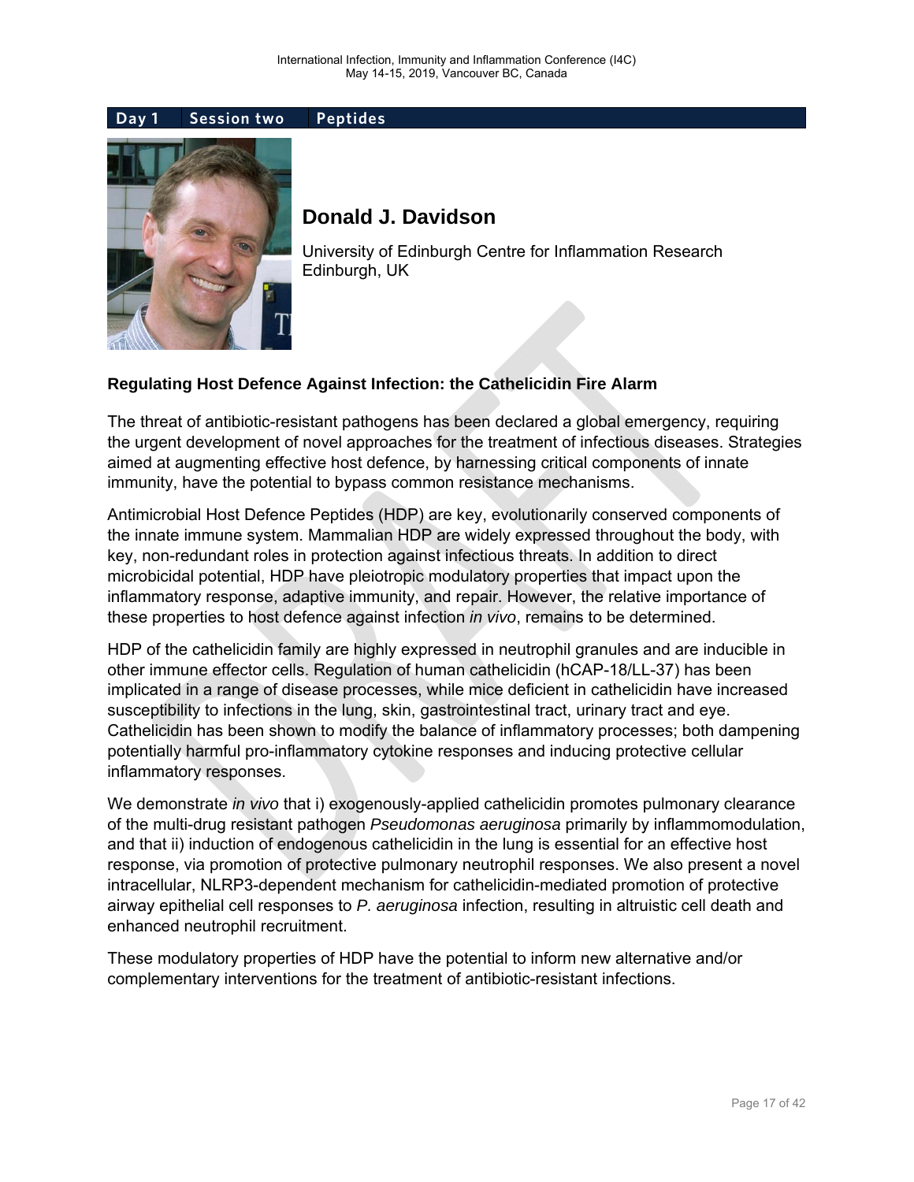**Day 1** | **Session two** | **Peptides**

## Donald J. Davidson

University of Edinburgh Centre for Inflammation Research
Edinburgh, UK

### Regulating Host Defence Against Infection: the Cathelicidin Fire Alarm

The threat of antibiotic-resistant pathogens has been declared a global emergency, requiring the urgent development of novel approaches for the treatment of infectious diseases. Strategies aimed at augmenting effective host defence, by harnessing critical components of innate immunity, have the potential to bypass common resistance mechanisms.

Antimicrobial Host Defence Peptides (HDP) are key, evolutionarily conserved components of the innate immune system. Mammalian HDP are widely expressed throughout the body, with key, non-redundant roles in protection against infectious threats. In addition to direct microbicidal potential, HDP have pleiotropic modulatory properties that impact upon the inflammatory response, adaptive immunity, and repair. However, the relative importance of these properties to host defence against infection *in vivo*, remains to be determined.

HDP of the cathelicidin family are highly expressed in neutrophil granules and are inducible in other immune effector cells. Regulation of human cathelicidin (hCAP-18/LL-37) has been implicated in a range of disease processes, while mice deficient in cathelicidin have increased susceptibility to infections in the lung, skin, gastrointestinal tract, urinary tract and eye. Cathelicidin has been shown to modify the balance of inflammatory processes; both dampening potentially harmful pro-inflammatory cytokine responses and inducing protective cellular inflammatory responses.

We demonstrate *in vivo* that i) exogenously-applied cathelicidin promotes pulmonary clearance of the multi-drug resistant pathogen *Pseudomonas aeruginosa* primarily by inflammomodulation, and that ii) induction of endogenous cathelicidin in the lung is essential for an effective host response, via promotion of protective pulmonary neutrophil responses. We also present a novel intracellular, NLRP3-dependent mechanism for cathelicidin-mediated promotion of protective airway epithelial cell responses to *P. aeruginosa* infection, resulting in altruistic cell death and enhanced neutrophil recruitment.

These modulatory properties of HDP have the potential to inform new alternative and/or complementary interventions for the treatment of antibiotic-resistant infections.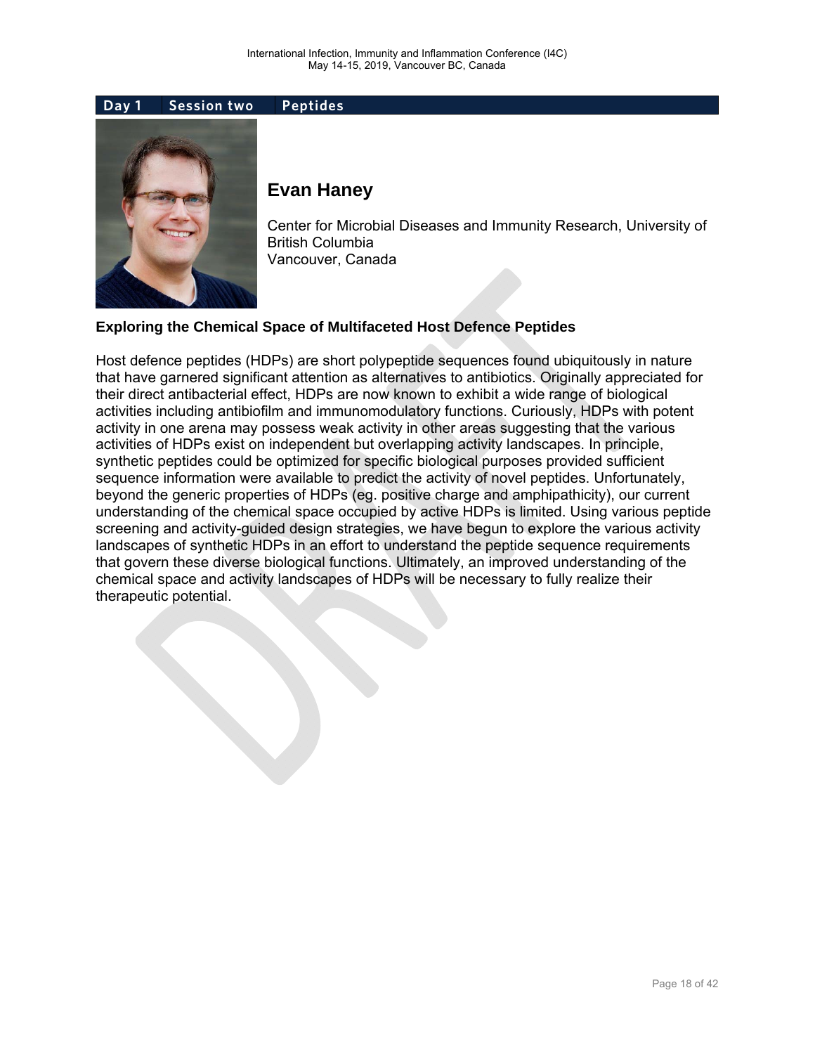**Day 1 | Session two | Peptides**

## Evan Haney

Center for Microbial Diseases and Immunity Research, University of British Columbia
Vancouver, Canada

### Exploring the Chemical Space of Multifaceted Host Defence Peptides

Host defence peptides (HDPs) are short polypeptide sequences found ubiquitously in nature that have garnered significant attention as alternatives to antibiotics. Originally appreciated for their direct antibacterial effect, HDPs are now known to exhibit a wide range of biological activities including antibiofilm and immunomodulatory functions. Curiously, HDPs with potent activity in one arena may possess weak activity in other areas suggesting that the various activities of HDPs exist on independent but overlapping activity landscapes. In principle, synthetic peptides could be optimized for specific biological purposes provided sufficient sequence information were available to predict the activity of novel peptides. Unfortunately, beyond the generic properties of HDPs (eg. positive charge and amphipathicity), our current understanding of the chemical space occupied by active HDPs is limited. Using various peptide screening and activity-guided design strategies, we have begun to explore the various activity landscapes of synthetic HDPs in an effort to understand the peptide sequence requirements that govern these diverse biological functions. Ultimately, an improved understanding of the chemical space and activity landscapes of HDPs will be necessary to fully realize their therapeutic potential.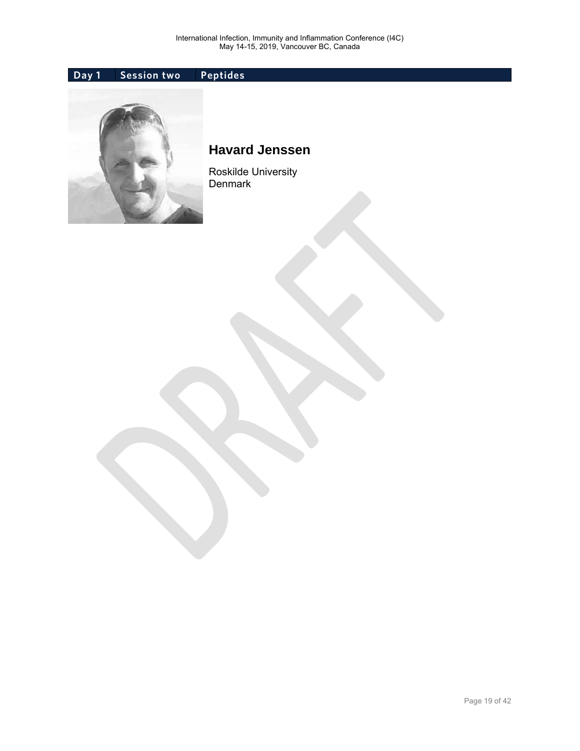Day 1 | Session two | Peptides

## Havard Jenssen

Roskilde University
Denmark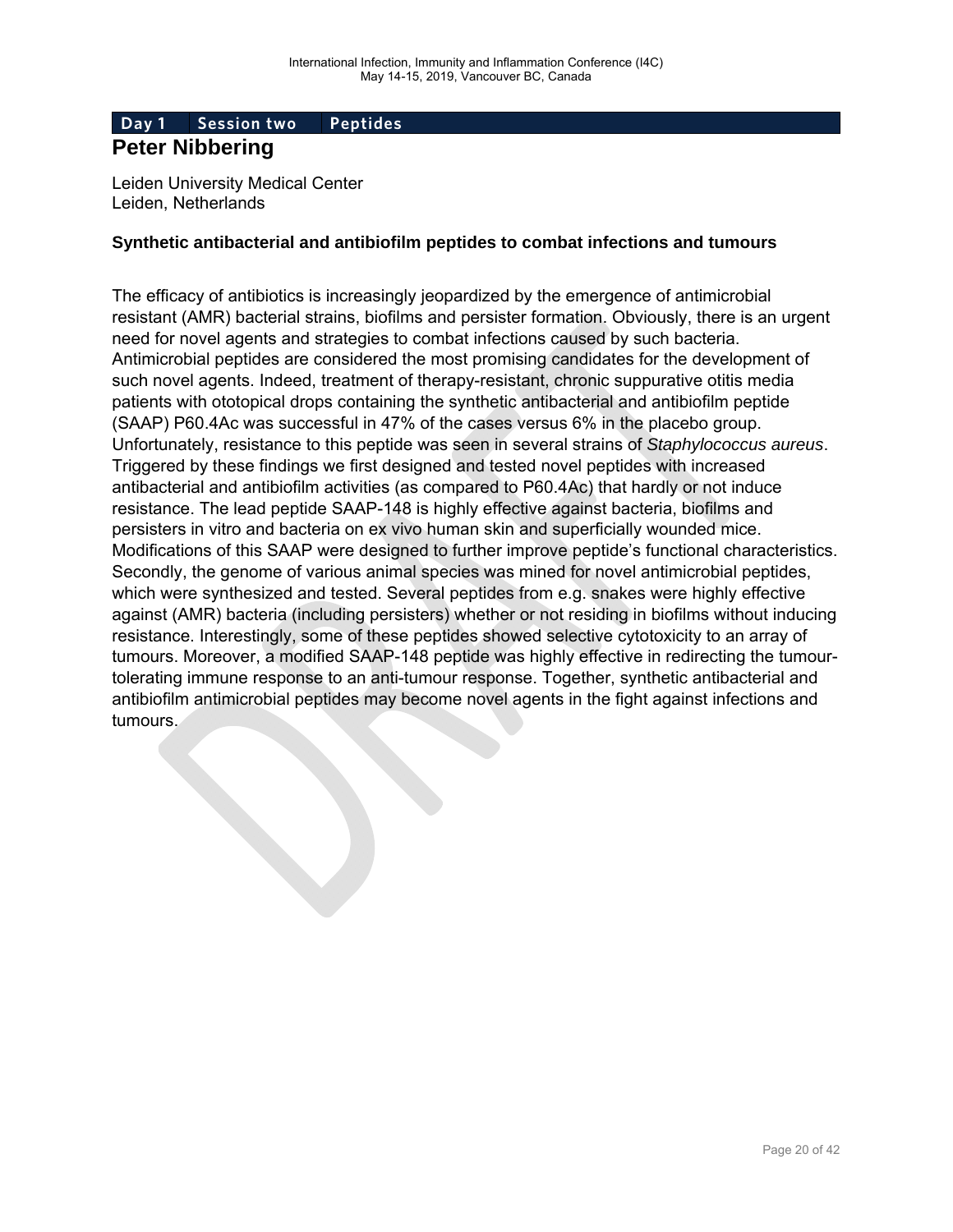**Day 1 | Session two | Peptides**

## Peter Nibbering

Leiden University Medical Center
Leiden, Netherlands

### Synthetic antibacterial and antibiofilm peptides to combat infections and tumours

The efficacy of antibiotics is increasingly jeopardized by the emergence of antimicrobial resistant (AMR) bacterial strains, biofilms and persister formation. Obviously, there is an urgent need for novel agents and strategies to combat infections caused by such bacteria. Antimicrobial peptides are considered the most promising candidates for the development of such novel agents. Indeed, treatment of therapy-resistant, chronic suppurative otitis media patients with ototopical drops containing the synthetic antibacterial and antibiofilm peptide (SAAP) P60.4Ac was successful in 47% of the cases versus 6% in the placebo group. Unfortunately, resistance to this peptide was seen in several strains of *Staphylococcus aureus*. Triggered by these findings we first designed and tested novel peptides with increased antibacterial and antibiofilm activities (as compared to P60.4Ac) that hardly or not induce resistance. The lead peptide SAAP-148 is highly effective against bacteria, biofilms and persisters in vitro and bacteria on ex vivo human skin and superficially wounded mice. Modifications of this SAAP were designed to further improve peptide's functional characteristics. Secondly, the genome of various animal species was mined for novel antimicrobial peptides, which were synthesized and tested. Several peptides from e.g. snakes were highly effective against (AMR) bacteria (including persisters) whether or not residing in biofilms without inducing resistance. Interestingly, some of these peptides showed selective cytotoxicity to an array of tumours. Moreover, a modified SAAP-148 peptide was highly effective in redirecting the tumour-tolerating immune response to an anti-tumour response. Together, synthetic antibacterial and antibiofilm antimicrobial peptides may become novel agents in the fight against infections and tumours.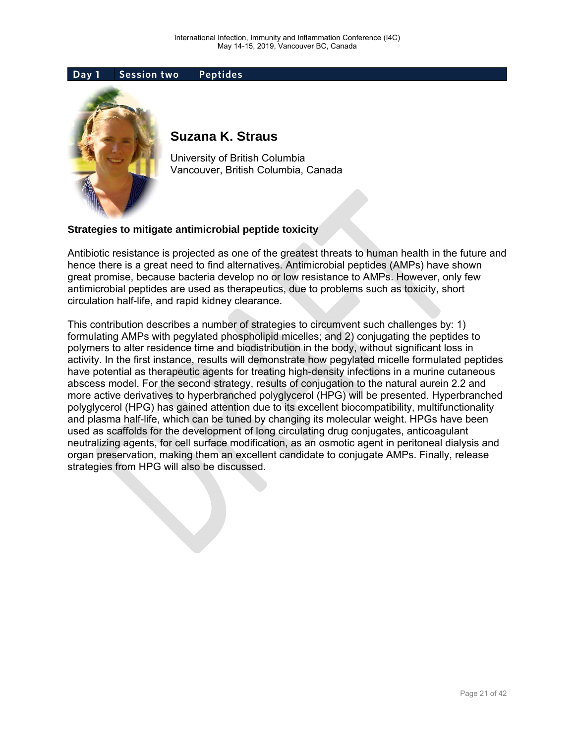**Day 1 | Session two | Peptides**

## Suzana K. Straus

University of British Columbia
Vancouver, British Columbia, Canada

### Strategies to mitigate antimicrobial peptide toxicity

Antibiotic resistance is projected as one of the greatest threats to human health in the future and hence there is a great need to find alternatives. Antimicrobial peptides (AMPs) have shown great promise, because bacteria develop no or low resistance to AMPs. However, only few antimicrobial peptides are used as therapeutics, due to problems such as toxicity, short circulation half-life, and rapid kidney clearance.

This contribution describes a number of strategies to circumvent such challenges by: 1) formulating AMPs with pegylated phospholipid micelles; and 2) conjugating the peptides to polymers to alter residence time and biodistribution in the body, without significant loss in activity. In the first instance, results will demonstrate how pegylated micelle formulated peptides have potential as therapeutic agents for treating high-density infections in a murine cutaneous abscess model. For the second strategy, results of conjugation to the natural aurein 2.2 and more active derivatives to hyperbranched polyglycerol (HPG) will be presented. Hyperbranched polyglycerol (HPG) has gained attention due to its excellent biocompatibility, multifunctionality and plasma half-life, which can be tuned by changing its molecular weight. HPGs have been used as scaffolds for the development of long circulating drug conjugates, anticoagulant neutralizing agents, for cell surface modification, as an osmotic agent in peritoneal dialysis and organ preservation, making them an excellent candidate to conjugate AMPs. Finally, release strategies from HPG will also be discussed.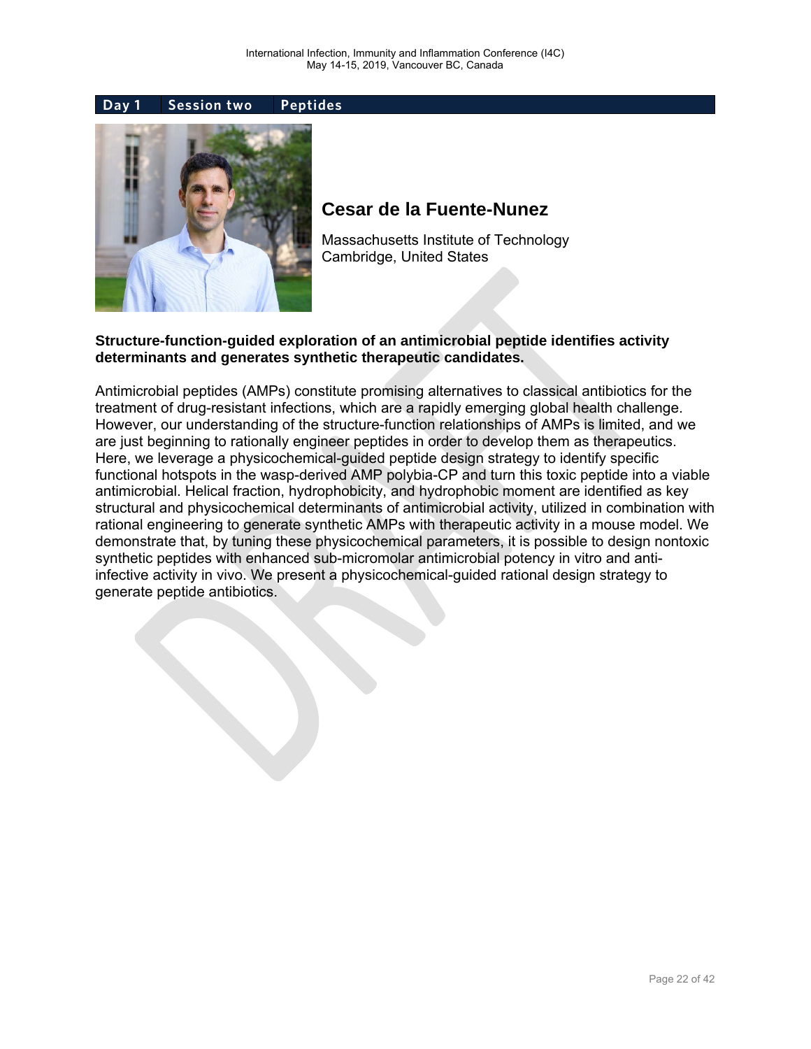**Day 1** | **Session two** | **Peptides**

## Cesar de la Fuente-Nunez

Massachusetts Institute of Technology
Cambridge, United States

**Structure-function-guided exploration of an antimicrobial peptide identifies activity determinants and generates synthetic therapeutic candidates.**

Antimicrobial peptides (AMPs) constitute promising alternatives to classical antibiotics for the treatment of drug-resistant infections, which are a rapidly emerging global health challenge. However, our understanding of the structure-function relationships of AMPs is limited, and we are just beginning to rationally engineer peptides in order to develop them as therapeutics. Here, we leverage a physicochemical-guided peptide design strategy to identify specific functional hotspots in the wasp-derived AMP polybia-CP and turn this toxic peptide into a viable antimicrobial. Helical fraction, hydrophobicity, and hydrophobic moment are identified as key structural and physicochemical determinants of antimicrobial activity, utilized in combination with rational engineering to generate synthetic AMPs with therapeutic activity in a mouse model. We demonstrate that, by tuning these physicochemical parameters, it is possible to design nontoxic synthetic peptides with enhanced sub-micromolar antimicrobial potency in vitro and anti-infective activity in vivo. We present a physicochemical-guided rational design strategy to generate peptide antibiotics.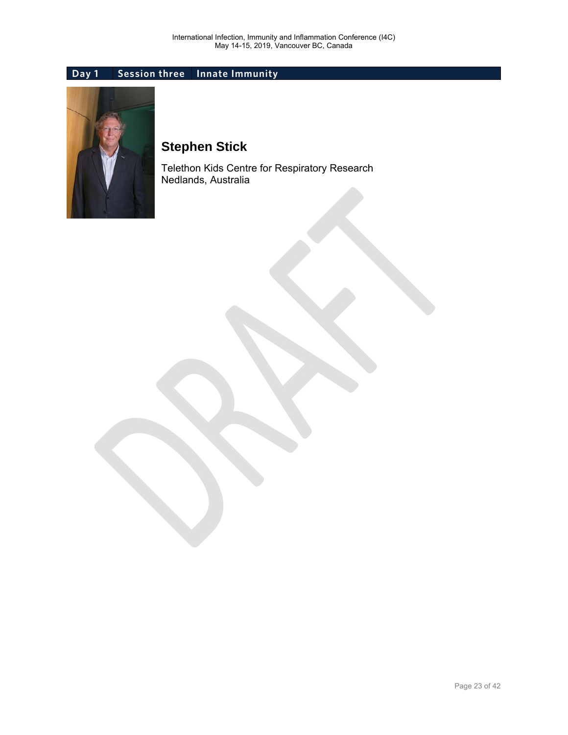**Day 1** | **Session three** | **Innate Immunity**

## Stephen Stick

Telethon Kids Centre for Respiratory Research
Nedlands, Australia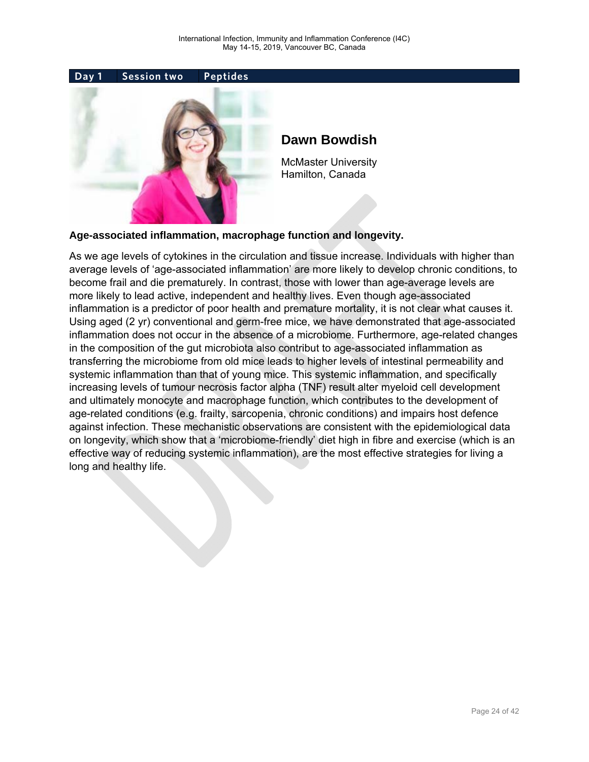**Day 1 | Session two | Peptides**

## Dawn Bowdish

McMaster University
Hamilton, Canada

**Age-associated inflammation, macrophage function and longevity.**

As we age levels of cytokines in the circulation and tissue increase. Individuals with higher than average levels of 'age-associated inflammation' are more likely to develop chronic conditions, to become frail and die prematurely. In contrast, those with lower than age-average levels are more likely to lead active, independent and healthy lives. Even though age-associated inflammation is a predictor of poor health and premature mortality, it is not clear what causes it. Using aged (2 yr) conventional and germ-free mice, we have demonstrated that age-associated inflammation does not occur in the absence of a microbiome. Furthermore, age-related changes in the composition of the gut microbiota also contribut to age-associated inflammation as transferring the microbiome from old mice leads to higher levels of intestinal permeability and systemic inflammation than that of young mice. This systemic inflammation, and specifically increasing levels of tumour necrosis factor alpha (TNF) result alter myeloid cell development and ultimately monocyte and macrophage function, which contributes to the development of age-related conditions (e.g. frailty, sarcopenia, chronic conditions) and impairs host defence against infection. These mechanistic observations are consistent with the epidemiological data on longevity, which show that a 'microbiome-friendly' diet high in fibre and exercise (which is an effective way of reducing systemic inflammation), are the most effective strategies for living a long and healthy life.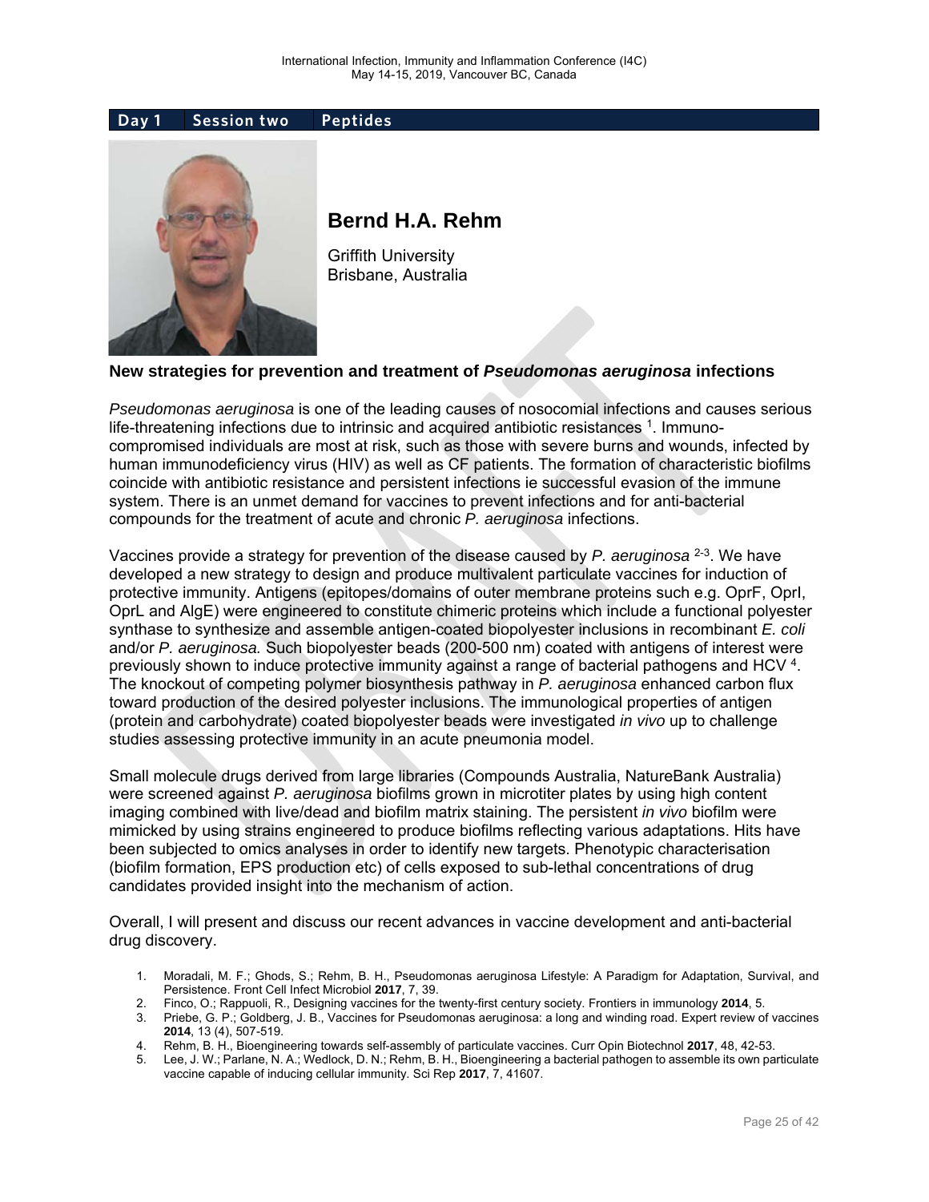**Day 1 | Session two | Peptides**

## Bernd H.A. Rehm

Griffith University
Brisbane, Australia

### New strategies for prevention and treatment of *Pseudomonas aeruginosa* infections

*Pseudomonas aeruginosa* is one of the leading causes of nosocomial infections and causes serious life-threatening infections due to intrinsic and acquired antibiotic resistances [1]. Immuno-compromised individuals are most at risk, such as those with severe burns and wounds, infected by human immunodeficiency virus (HIV) as well as CF patients. The formation of characteristic biofilms coincide with antibiotic resistance and persistent infections ie successful evasion of the immune system. There is an unmet demand for vaccines to prevent infections and for anti-bacterial compounds for the treatment of acute and chronic *P. aeruginosa* infections.

Vaccines provide a strategy for prevention of the disease caused by *P. aeruginosa* [2-3]. We have developed a new strategy to design and produce multivalent particulate vaccines for induction of protective immunity. Antigens (epitopes/domains of outer membrane proteins such e.g. OprF, OprI, OprL and AlgE) were engineered to constitute chimeric proteins which include a functional polyester synthase to synthesize and assemble antigen-coated biopolyester inclusions in recombinant *E. coli* and/or *P. aeruginosa.* Such biopolyester beads (200-500 nm) coated with antigens of interest were previously shown to induce protective immunity against a range of bacterial pathogens and HCV [4]. The knockout of competing polymer biosynthesis pathway in *P. aeruginosa* enhanced carbon flux toward production of the desired polyester inclusions. The immunological properties of antigen (protein and carbohydrate) coated biopolyester beads were investigated *in vivo* up to challenge studies assessing protective immunity in an acute pneumonia model.

Small molecule drugs derived from large libraries (Compounds Australia, NatureBank Australia) were screened against *P. aeruginosa* biofilms grown in microtiter plates by using high content imaging combined with live/dead and biofilm matrix staining. The persistent *in vivo* biofilm were mimicked by using strains engineered to produce biofilms reflecting various adaptations. Hits have been subjected to omics analyses in order to identify new targets. Phenotypic characterisation (biofilm formation, EPS production etc) of cells exposed to sub-lethal concentrations of drug candidates provided insight into the mechanism of action.

Overall, I will present and discuss our recent advances in vaccine development and anti-bacterial drug discovery.

1. Moradali, M. F.; Ghods, S.; Rehm, B. H., Pseudomonas aeruginosa Lifestyle: A Paradigm for Adaptation, Survival, and Persistence. Front Cell Infect Microbiol **2017**, 7, 39.
2. Finco, O.; Rappuoli, R., Designing vaccines for the twenty-first century society. Frontiers in immunology **2014**, 5.
3. Priebe, G. P.; Goldberg, J. B., Vaccines for Pseudomonas aeruginosa: a long and winding road. Expert review of vaccines **2014**, 13 (4), 507-519.
4. Rehm, B. H., Bioengineering towards self-assembly of particulate vaccines. Curr Opin Biotechnol **2017**, 48, 42-53.
5. Lee, J. W.; Parlane, N. A.; Wedlock, D. N.; Rehm, B. H., Bioengineering a bacterial pathogen to assemble its own particulate vaccine capable of inducing cellular immunity. Sci Rep **2017**, 7, 41607.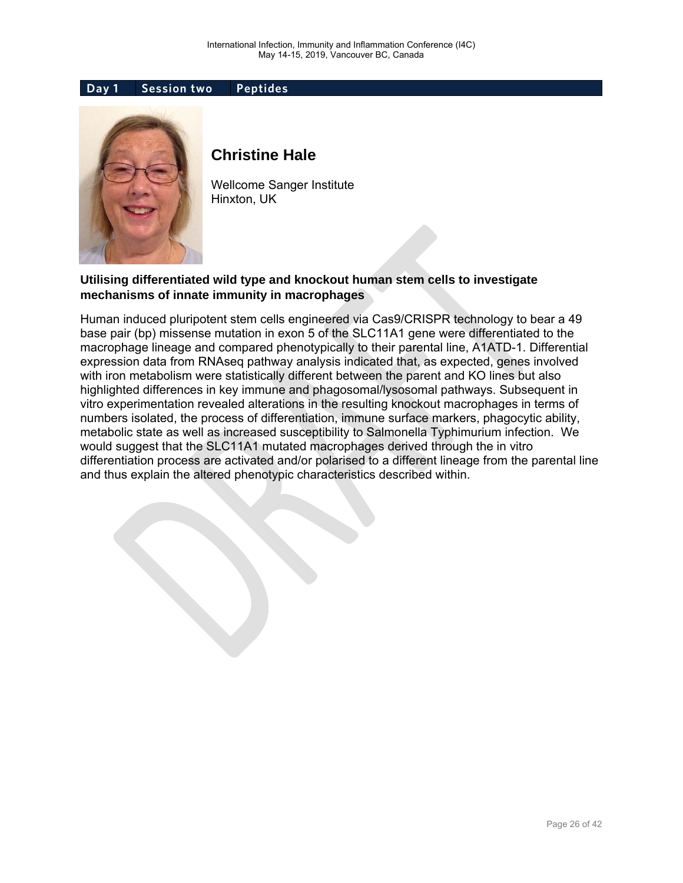**Day 1 | Session two | Peptides**

## Christine Hale

Wellcome Sanger Institute
Hinxton, UK

### Utilising differentiated wild type and knockout human stem cells to investigate mechanisms of innate immunity in macrophages

Human induced pluripotent stem cells engineered via Cas9/CRISPR technology to bear a 49 base pair (bp) missense mutation in exon 5 of the SLC11A1 gene were differentiated to the macrophage lineage and compared phenotypically to their parental line, A1ATD-1. Differential expression data from RNAseq pathway analysis indicated that, as expected, genes involved with iron metabolism were statistically different between the parent and KO lines but also highlighted differences in key immune and phagosomal/lysosomal pathways. Subsequent in vitro experimentation revealed alterations in the resulting knockout macrophages in terms of numbers isolated, the process of differentiation, immune surface markers, phagocytic ability, metabolic state as well as increased susceptibility to Salmonella Typhimurium infection. We would suggest that the SLC11A1 mutated macrophages derived through the in vitro differentiation process are activated and/or polarised to a different lineage from the parental line and thus explain the altered phenotypic characteristics described within.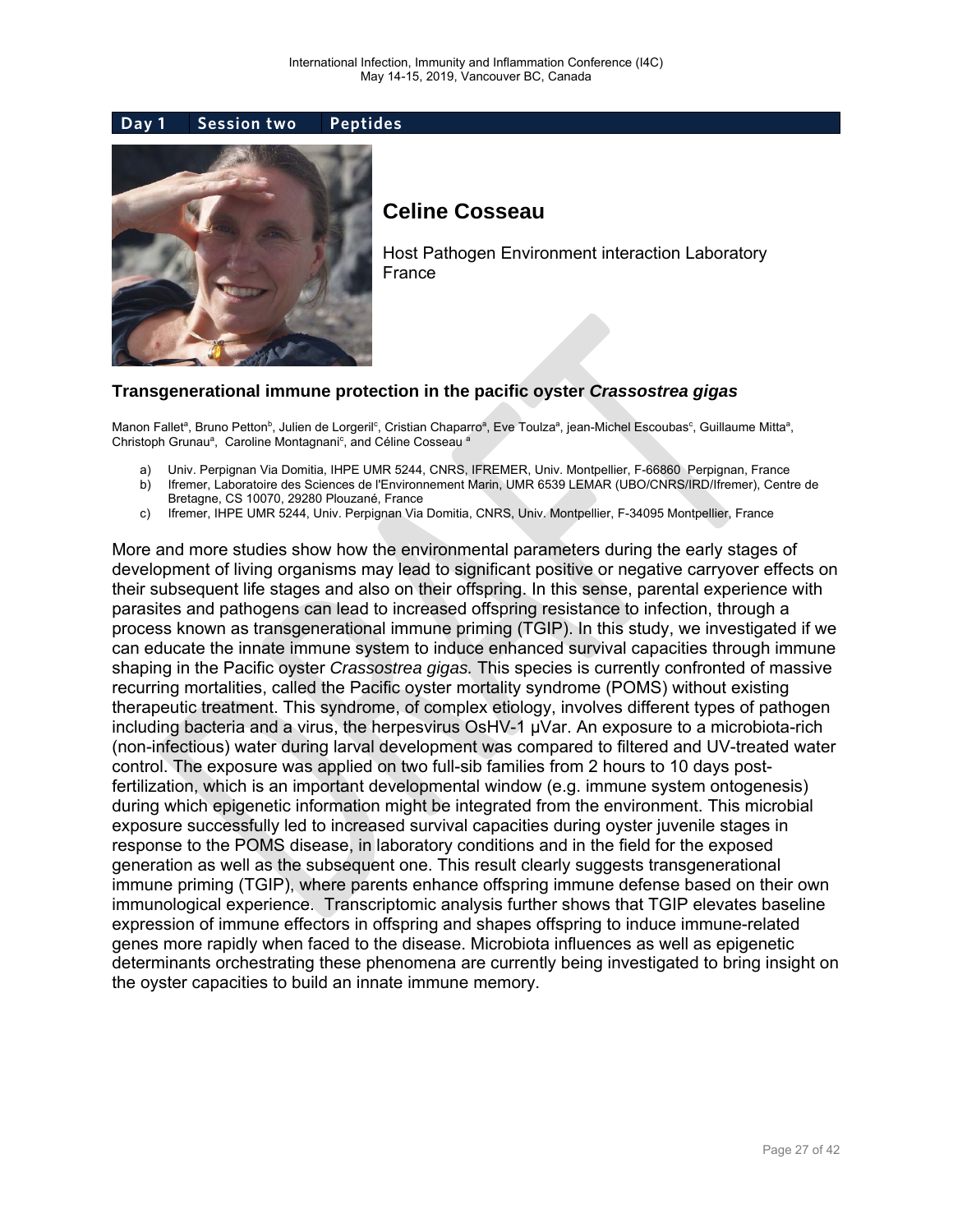**Day 1 | Session two | Peptides**

## Celine Cosseau

Host Pathogen Environment interaction Laboratory
France

### Transgenerational immune protection in the pacific oyster *Crassostrea gigas*

Manon Fallet[a], Bruno Petton[b], Julien de Lorgeril[c], Cristian Chaparro[a], Eve Toulza[a], jean-Michel Escoubas[c], Guillaume Mitta[a], Christoph Grunau[a], Caroline Montagnani[c], and Céline Cosseau [a]

a) Univ. Perpignan Via Domitia, IHPE UMR 5244, CNRS, IFREMER, Univ. Montpellier, F-66860 Perpignan, France
b) Ifremer, Laboratoire des Sciences de l'Environnement Marin, UMR 6539 LEMAR (UBO/CNRS/IRD/Ifremer), Centre de Bretagne, CS 10070, 29280 Plouzané, France
c) Ifremer, IHPE UMR 5244, Univ. Perpignan Via Domitia, CNRS, Univ. Montpellier, F-34095 Montpellier, France

More and more studies show how the environmental parameters during the early stages of development of living organisms may lead to significant positive or negative carryover effects on their subsequent life stages and also on their offspring. In this sense, parental experience with parasites and pathogens can lead to increased offspring resistance to infection, through a process known as transgenerational immune priming (TGIP). In this study, we investigated if we can educate the innate immune system to induce enhanced survival capacities through immune shaping in the Pacific oyster *Crassostrea gigas*. This species is currently confronted of massive recurring mortalities, called the Pacific oyster mortality syndrome (POMS) without existing therapeutic treatment. This syndrome, of complex etiology, involves different types of pathogen including bacteria and a virus, the herpesvirus OsHV-1 µVar. An exposure to a microbiota-rich (non-infectious) water during larval development was compared to filtered and UV-treated water control. The exposure was applied on two full-sib families from 2 hours to 10 days post-fertilization, which is an important developmental window (e.g. immune system ontogenesis) during which epigenetic information might be integrated from the environment. This microbial exposure successfully led to increased survival capacities during oyster juvenile stages in response to the POMS disease, in laboratory conditions and in the field for the exposed generation as well as the subsequent one. This result clearly suggests transgenerational immune priming (TGIP), where parents enhance offspring immune defense based on their own immunological experience. Transcriptomic analysis further shows that TGIP elevates baseline expression of immune effectors in offspring and shapes offspring to induce immune-related genes more rapidly when faced to the disease. Microbiota influences as well as epigenetic determinants orchestrating these phenomena are currently being investigated to bring insight on the oyster capacities to build an innate immune memory.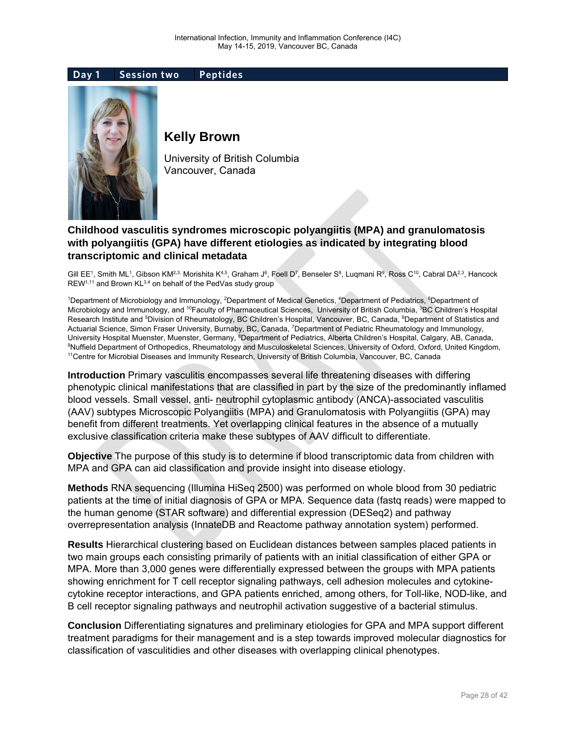Day 1 | Session two | Peptides

## Kelly Brown

University of British Columbia
Vancouver, Canada

### Childhood vasculitis syndromes microscopic polyangiitis (MPA) and granulomatosis with polyangiitis (GPA) have different etiologies as indicated by integrating blood transcriptomic and clinical metadata

Gill EE[1], Smith ML[1], Gibson KM[2,3], Morishita K[4,5], Graham J[6], Foell D[7], Benseler S[8], Luqmani R[9], Ross C[10], Cabral DA[2,3], Hancock REW[1,11] and Brown KL[3,4] on behalf of the PedVas study group

[1]Department of Microbiology and Immunology, [2]Department of Medical Genetics, [4]Department of Pediatrics, [6]Department of Microbiology and Immunology, and [10]Faculty of Pharmaceutical Sciences, University of British Columbia, [3]BC Children's Hospital Research Institute and [5]Division of Rheumatology, BC Children's Hospital, Vancouver, BC, Canada, [6]Department of Statistics and Actuarial Science, Simon Fraser University, Burnaby, BC, Canada, [7]Department of Pediatric Rheumatology and Immunology, University Hospital Muenster, Muenster, Germany, [8]Department of Pediatrics, Alberta Children's Hospital, Calgary, AB, Canada, [9]Nuffield Department of Orthopedics, Rheumatology and Musculoskeletal Sciences, University of Oxford, Oxford, United Kingdom, [11]Centre for Microbial Diseases and Immunity Research, University of British Columbia, Vancouver, BC, Canada

**Introduction** Primary vasculitis encompasses several life threatening diseases with differing phenotypic clinical manifestations that are classified in part by the size of the predominantly inflamed blood vessels. Small vessel, anti- neutrophil cytoplasmic antibody (ANCA)-associated vasculitis (AAV) subtypes Microscopic Polyangiitis (MPA) and Granulomatosis with Polyangiitis (GPA) may benefit from different treatments. Yet overlapping clinical features in the absence of a mutually exclusive classification criteria make these subtypes of AAV difficult to differentiate.

**Objective** The purpose of this study is to determine if blood transcriptomic data from children with MPA and GPA can aid classification and provide insight into disease etiology.

**Methods** RNA sequencing (Illumina HiSeq 2500) was performed on whole blood from 30 pediatric patients at the time of initial diagnosis of GPA or MPA. Sequence data (fastq reads) were mapped to the human genome (STAR software) and differential expression (DESeq2) and pathway overrepresentation analysis (InnateDB and Reactome pathway annotation system) performed.

**Results** Hierarchical clustering based on Euclidean distances between samples placed patients in two main groups each consisting primarily of patients with an initial classification of either GPA or MPA. More than 3,000 genes were differentially expressed between the groups with MPA patients showing enrichment for T cell receptor signaling pathways, cell adhesion molecules and cytokine-cytokine receptor interactions, and GPA patients enriched, among others, for Toll-like, NOD-like, and B cell receptor signaling pathways and neutrophil activation suggestive of a bacterial stimulus.

**Conclusion** Differentiating signatures and preliminary etiologies for GPA and MPA support different treatment paradigms for their management and is a step towards improved molecular diagnostics for classification of vasculitidies and other diseases with overlapping clinical phenotypes.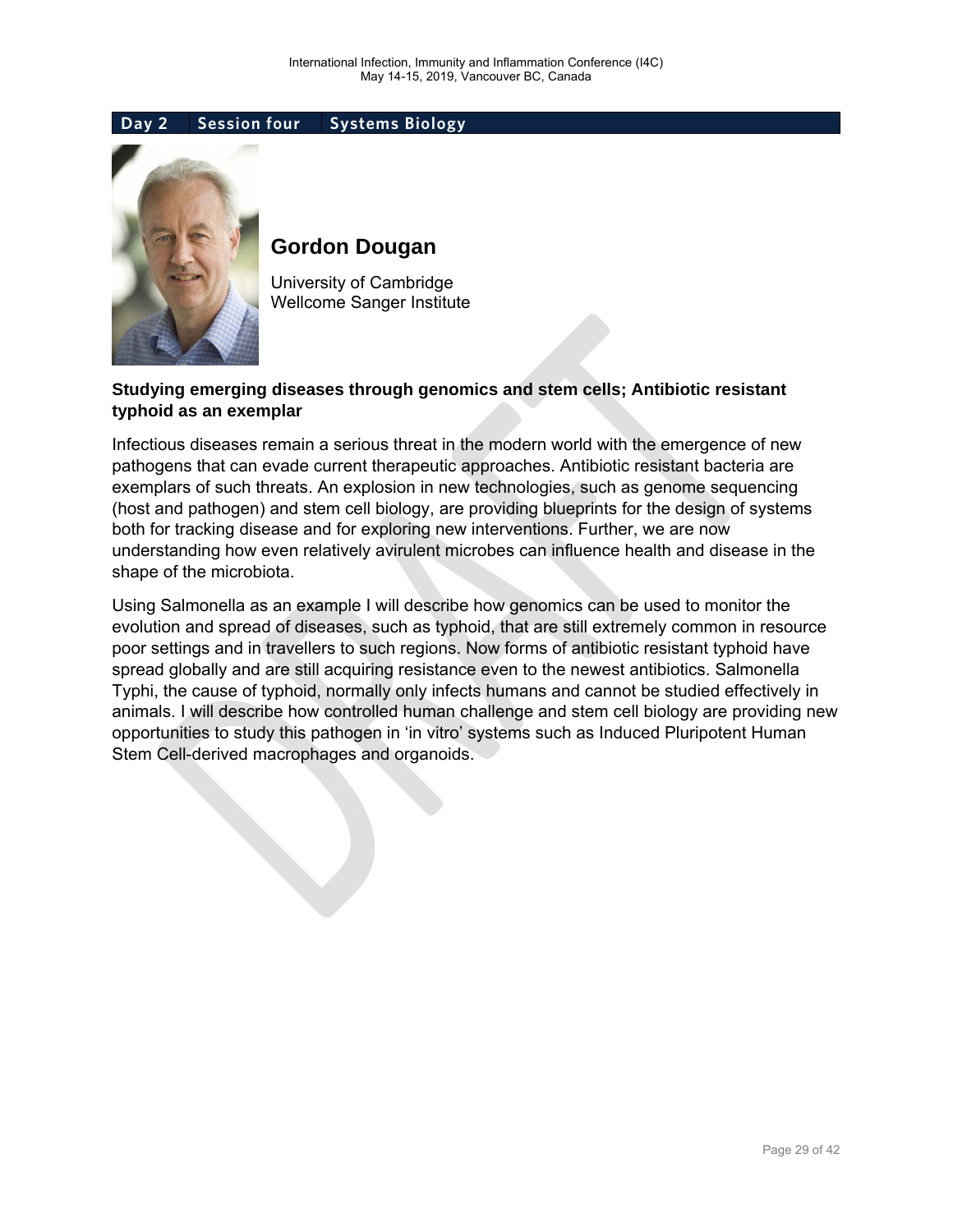**Day 2 | Session four | Systems Biology**

## Gordon Dougan

University of Cambridge
Wellcome Sanger Institute

### Studying emerging diseases through genomics and stem cells; Antibiotic resistant typhoid as an exemplar

Infectious diseases remain a serious threat in the modern world with the emergence of new pathogens that can evade current therapeutic approaches. Antibiotic resistant bacteria are exemplars of such threats. An explosion in new technologies, such as genome sequencing (host and pathogen) and stem cell biology, are providing blueprints for the design of systems both for tracking disease and for exploring new interventions. Further, we are now understanding how even relatively avirulent microbes can influence health and disease in the shape of the microbiota.

Using Salmonella as an example I will describe how genomics can be used to monitor the evolution and spread of diseases, such as typhoid, that are still extremely common in resource poor settings and in travellers to such regions. Now forms of antibiotic resistant typhoid have spread globally and are still acquiring resistance even to the newest antibiotics. Salmonella Typhi, the cause of typhoid, normally only infects humans and cannot be studied effectively in animals. I will describe how controlled human challenge and stem cell biology are providing new opportunities to study this pathogen in 'in vitro' systems such as Induced Pluripotent Human Stem Cell-derived macrophages and organoids.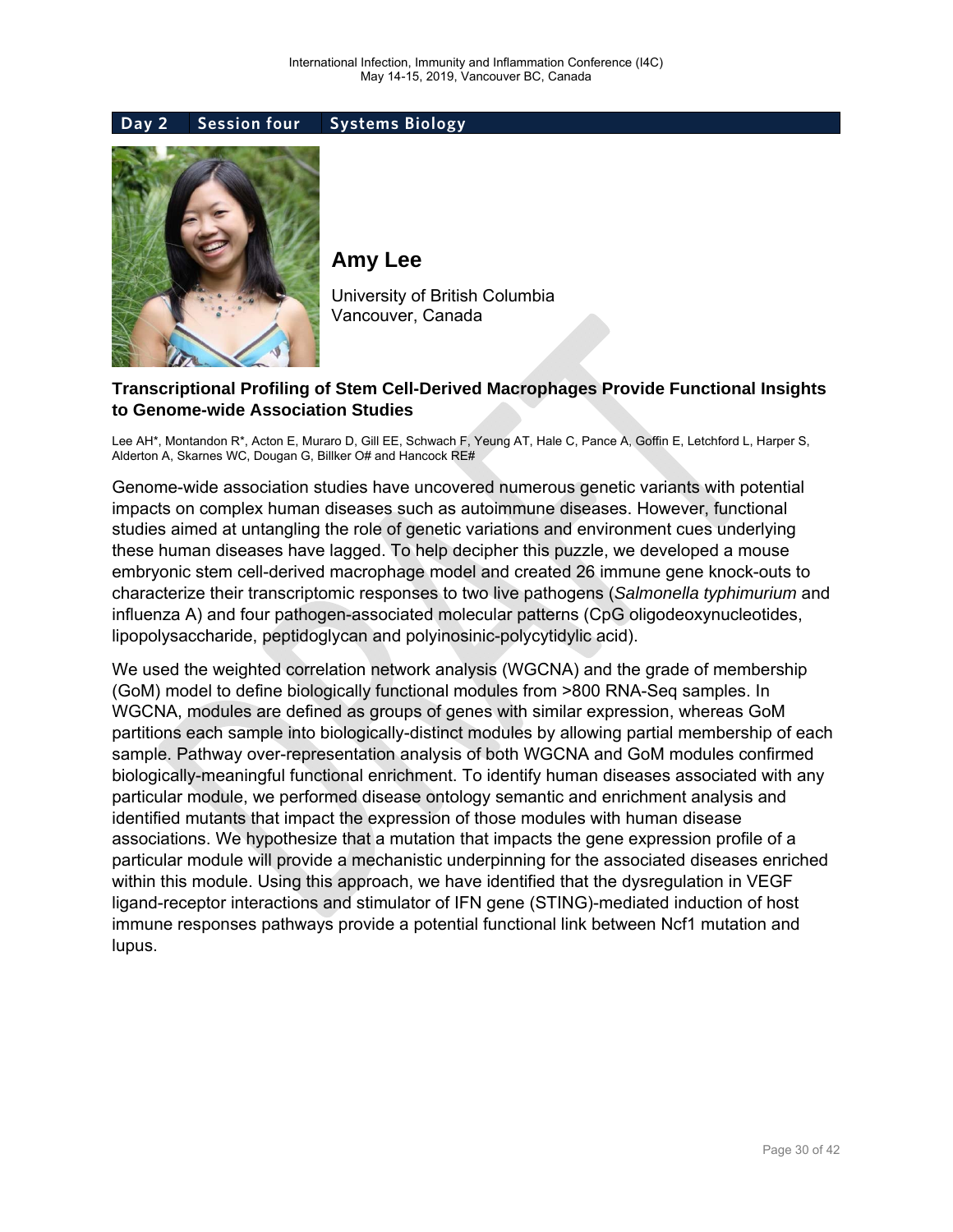**Day 2 | Session four | Systems Biology**

## Amy Lee

University of British Columbia
Vancouver, Canada

### Transcriptional Profiling of Stem Cell-Derived Macrophages Provide Functional Insights to Genome-wide Association Studies

Lee AH*, Montandon R*, Acton E, Muraro D, Gill EE, Schwach F, Yeung AT, Hale C, Pance A, Goffin E, Letchford L, Harper S, Alderton A, Skarnes WC, Dougan G, Billker O# and Hancock RE#

Genome-wide association studies have uncovered numerous genetic variants with potential impacts on complex human diseases such as autoimmune diseases. However, functional studies aimed at untangling the role of genetic variations and environment cues underlying these human diseases have lagged. To help decipher this puzzle, we developed a mouse embryonic stem cell-derived macrophage model and created 26 immune gene knock-outs to characterize their transcriptomic responses to two live pathogens (*Salmonella typhimurium* and influenza A) and four pathogen-associated molecular patterns (CpG oligodeoxynucleotides, lipopolysaccharide, peptidoglycan and polyinosinic-polycytidylic acid).

We used the weighted correlation network analysis (WGCNA) and the grade of membership (GoM) model to define biologically functional modules from >800 RNA-Seq samples. In WGCNA, modules are defined as groups of genes with similar expression, whereas GoM partitions each sample into biologically-distinct modules by allowing partial membership of each sample. Pathway over-representation analysis of both WGCNA and GoM modules confirmed biologically-meaningful functional enrichment. To identify human diseases associated with any particular module, we performed disease ontology semantic and enrichment analysis and identified mutants that impact the expression of those modules with human disease associations. We hypothesize that a mutation that impacts the gene expression profile of a particular module will provide a mechanistic underpinning for the associated diseases enriched within this module. Using this approach, we have identified that the dysregulation in VEGF ligand-receptor interactions and stimulator of IFN gene (STING)-mediated induction of host immune responses pathways provide a potential functional link between Ncf1 mutation and lupus.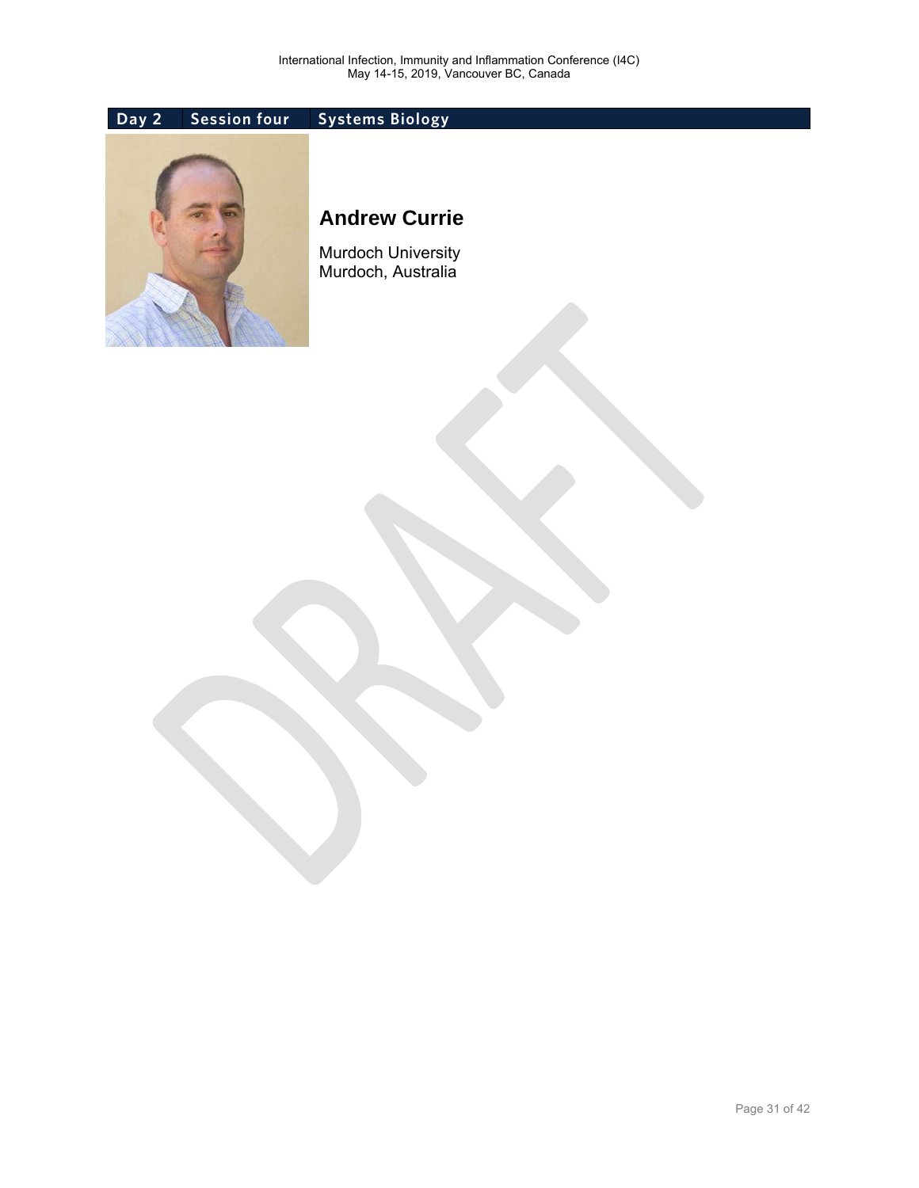| Day 2 | Session four | Systems Biology |
| --- | --- | --- |

## Andrew Currie

Murdoch University
Murdoch, Australia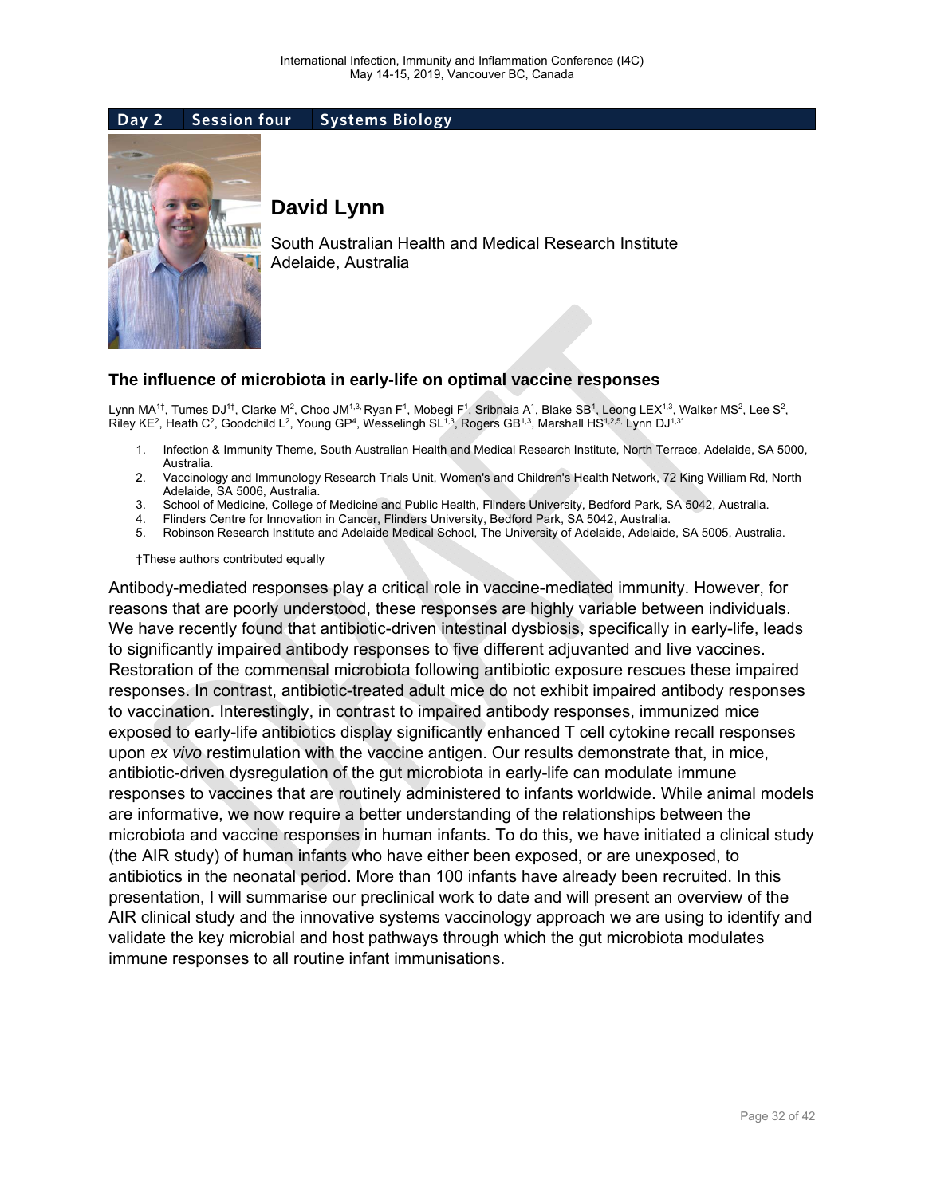Day 2 | Session four | Systems Biology

## David Lynn

South Australian Health and Medical Research Institute
Adelaide, Australia

### The influence of microbiota in early-life on optimal vaccine responses

Lynn MA[1†], Tumes DJ[1†], Clarke M[2], Choo JM[1,3], Ryan F[1], Mobegi F[1], Sribnaia A[1], Blake SB[1], Leong LEX[1,3], Walker MS[2], Lee S[2], Riley KE[2], Heath C[2], Goodchild L[2], Young GP[4], Wesselingh SL[1,3], Rogers GB[1,3], Marshall HS[1,2,5], Lynn DJ[1,3*]

1. Infection & Immunity Theme, South Australian Health and Medical Research Institute, North Terrace, Adelaide, SA 5000, Australia.
2. Vaccinology and Immunology Research Trials Unit, Women's and Children's Health Network, 72 King William Rd, North Adelaide, SA 5006, Australia.
3. School of Medicine, College of Medicine and Public Health, Flinders University, Bedford Park, SA 5042, Australia.
4. Flinders Centre for Innovation in Cancer, Flinders University, Bedford Park, SA 5042, Australia.
5. Robinson Research Institute and Adelaide Medical School, The University of Adelaide, Adelaide, SA 5005, Australia.

†These authors contributed equally

Antibody-mediated responses play a critical role in vaccine-mediated immunity. However, for reasons that are poorly understood, these responses are highly variable between individuals. We have recently found that antibiotic-driven intestinal dysbiosis, specifically in early-life, leads to significantly impaired antibody responses to five different adjuvanted and live vaccines. Restoration of the commensal microbiota following antibiotic exposure rescues these impaired responses. In contrast, antibiotic-treated adult mice do not exhibit impaired antibody responses to vaccination. Interestingly, in contrast to impaired antibody responses, immunized mice exposed to early-life antibiotics display significantly enhanced T cell cytokine recall responses upon *ex vivo* restimulation with the vaccine antigen. Our results demonstrate that, in mice, antibiotic-driven dysregulation of the gut microbiota in early-life can modulate immune responses to vaccines that are routinely administered to infants worldwide. While animal models are informative, we now require a better understanding of the relationships between the microbiota and vaccine responses in human infants. To do this, we have initiated a clinical study (the AIR study) of human infants who have either been exposed, or are unexposed, to antibiotics in the neonatal period. More than 100 infants have already been recruited. In this presentation, I will summarise our preclinical work to date and will present an overview of the AIR clinical study and the innovative systems vaccinology approach we are using to identify and validate the key microbial and host pathways through which the gut microbiota modulates immune responses to all routine infant immunisations.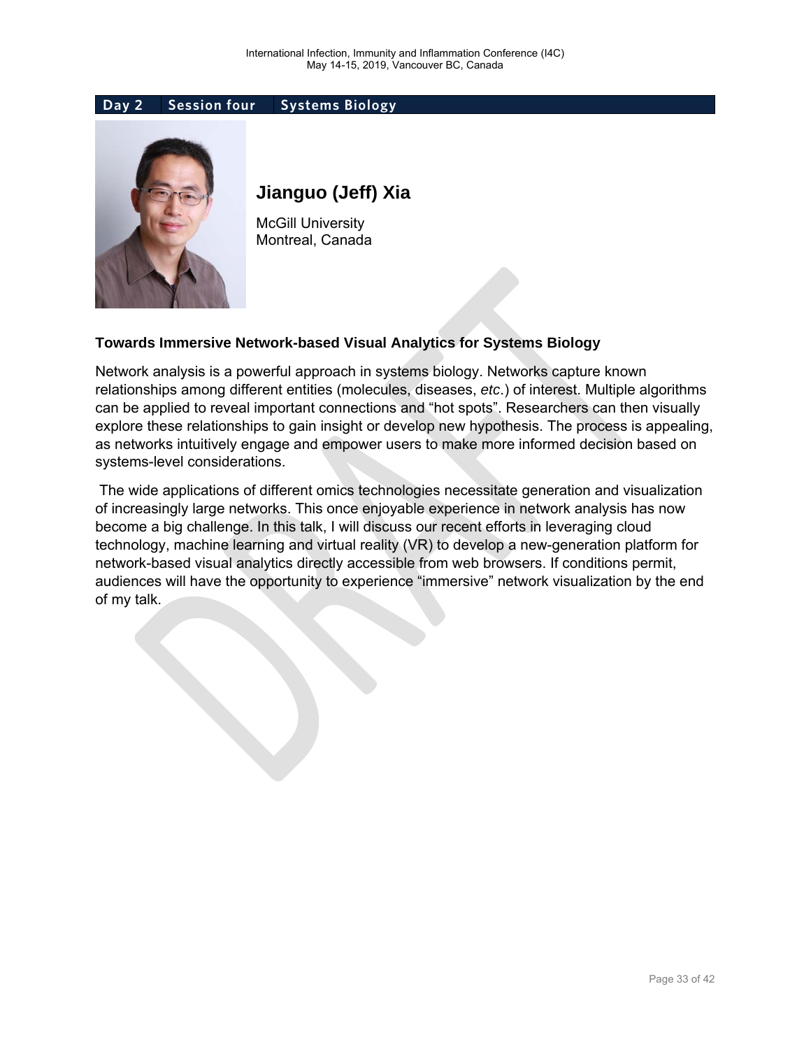**Day 2 | Session four | Systems Biology**

## Jianguo (Jeff) Xia

McGill University
Montreal, Canada

### Towards Immersive Network-based Visual Analytics for Systems Biology

Network analysis is a powerful approach in systems biology. Networks capture known relationships among different entities (molecules, diseases, *etc.*) of interest. Multiple algorithms can be applied to reveal important connections and “hot spots”. Researchers can then visually explore these relationships to gain insight or develop new hypothesis. The process is appealing, as networks intuitively engage and empower users to make more informed decision based on systems-level considerations.

The wide applications of different omics technologies necessitate generation and visualization of increasingly large networks. This once enjoyable experience in network analysis has now become a big challenge. In this talk, I will discuss our recent efforts in leveraging cloud technology, machine learning and virtual reality (VR) to develop a new-generation platform for network-based visual analytics directly accessible from web browsers. If conditions permit, audiences will have the opportunity to experience “immersive” network visualization by the end of my talk.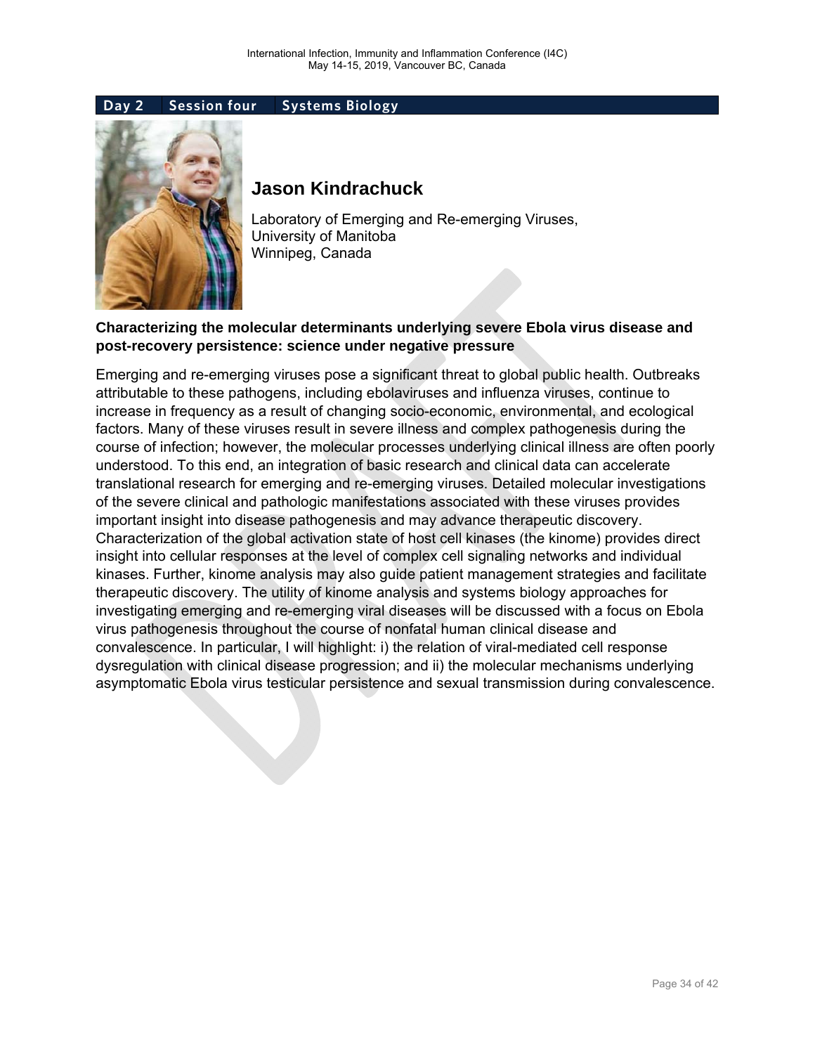**Day 2 | Session four | Systems Biology**

## Jason Kindrachuck

Laboratory of Emerging and Re-emerging Viruses,
University of Manitoba
Winnipeg, Canada

### Characterizing the molecular determinants underlying severe Ebola virus disease and post-recovery persistence: science under negative pressure

Emerging and re-emerging viruses pose a significant threat to global public health. Outbreaks attributable to these pathogens, including ebolaviruses and influenza viruses, continue to increase in frequency as a result of changing socio-economic, environmental, and ecological factors. Many of these viruses result in severe illness and complex pathogenesis during the course of infection; however, the molecular processes underlying clinical illness are often poorly understood. To this end, an integration of basic research and clinical data can accelerate translational research for emerging and re-emerging viruses. Detailed molecular investigations of the severe clinical and pathologic manifestations associated with these viruses provides important insight into disease pathogenesis and may advance therapeutic discovery. Characterization of the global activation state of host cell kinases (the kinome) provides direct insight into cellular responses at the level of complex cell signaling networks and individual kinases. Further, kinome analysis may also guide patient management strategies and facilitate therapeutic discovery. The utility of kinome analysis and systems biology approaches for investigating emerging and re-emerging viral diseases will be discussed with a focus on Ebola virus pathogenesis throughout the course of nonfatal human clinical disease and convalescence. In particular, I will highlight: i) the relation of viral-mediated cell response dysregulation with clinical disease progression; and ii) the molecular mechanisms underlying asymptomatic Ebola virus testicular persistence and sexual transmission during convalescence.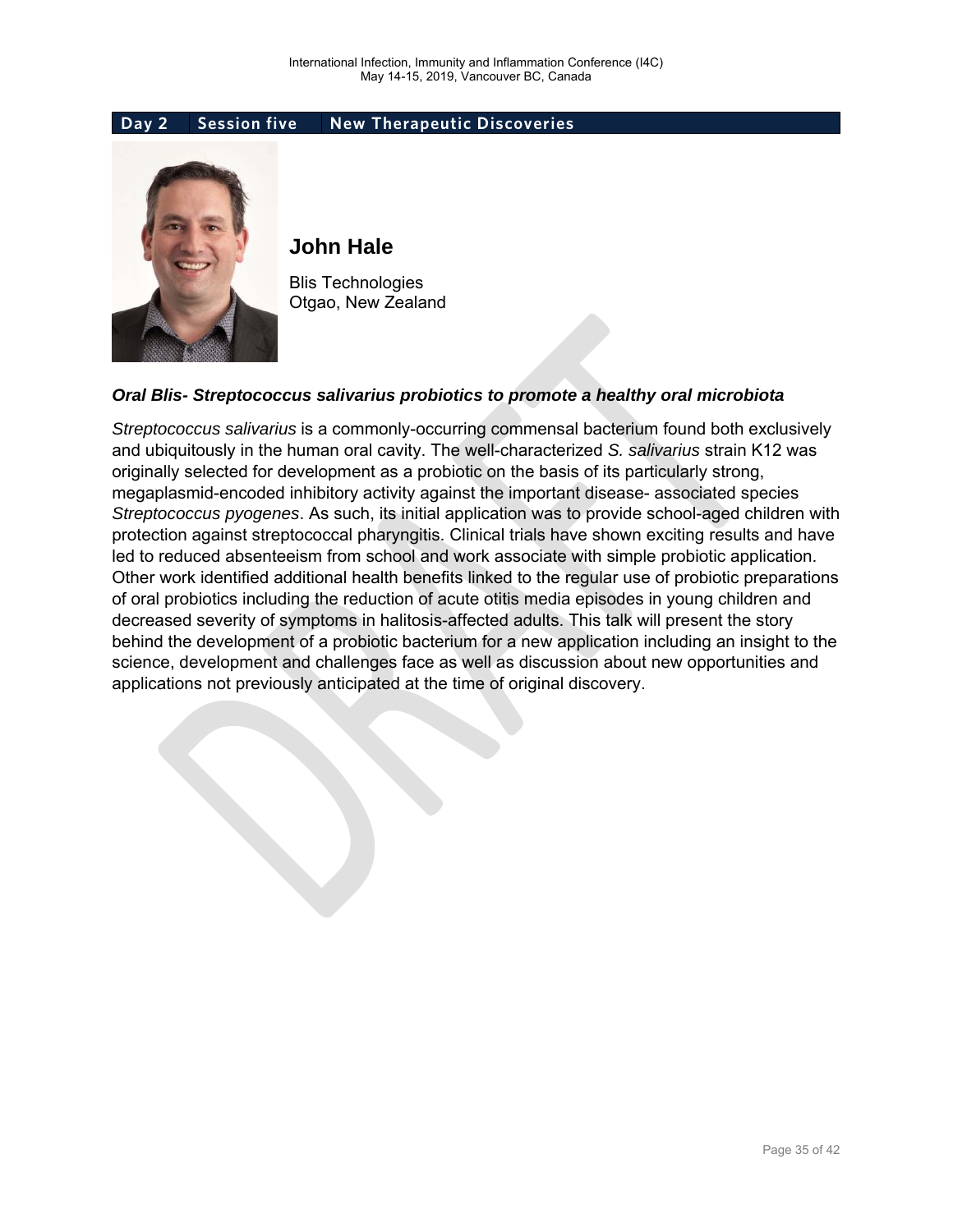**Day 2 | Session five | New Therapeutic Discoveries**

## John Hale

Blis Technologies
Otgao, New Zealand

### *Oral Blis- Streptococcus salivarius probiotics to promote a healthy oral microbiota*

*Streptococcus salivarius* is a commonly-occurring commensal bacterium found both exclusively and ubiquitously in the human oral cavity. The well-characterized *S. salivarius* strain K12 was originally selected for development as a probiotic on the basis of its particularly strong, megaplasmid-encoded inhibitory activity against the important disease- associated species *Streptococcus pyogenes*. As such, its initial application was to provide school-aged children with protection against streptococcal pharyngitis. Clinical trials have shown exciting results and have led to reduced absenteeism from school and work associate with simple probiotic application. Other work identified additional health benefits linked to the regular use of probiotic preparations of oral probiotics including the reduction of acute otitis media episodes in young children and decreased severity of symptoms in halitosis-affected adults. This talk will present the story behind the development of a probiotic bacterium for a new application including an insight to the science, development and challenges face as well as discussion about new opportunities and applications not previously anticipated at the time of original discovery.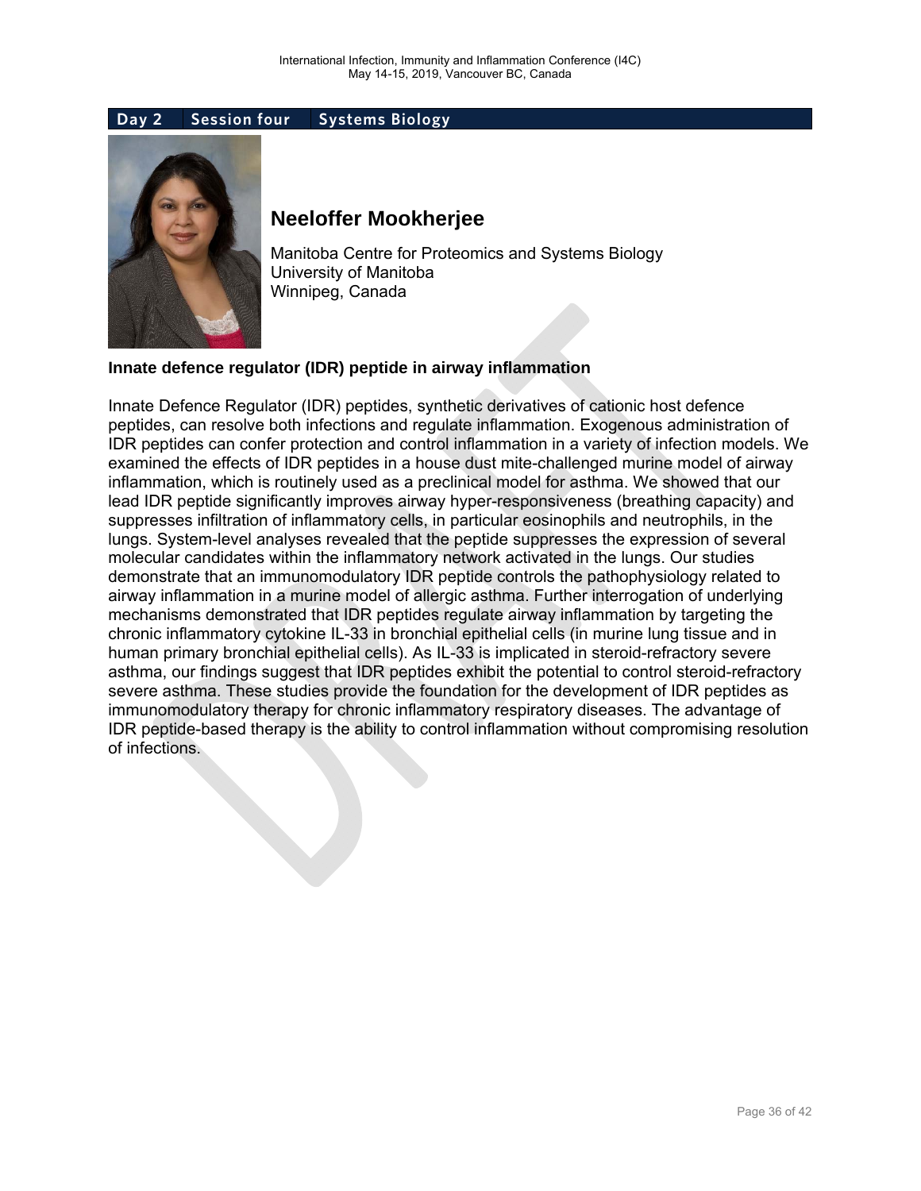**Day 2 | Session four | Systems Biology**

## Neeloffer Mookherjee

Manitoba Centre for Proteomics and Systems Biology
University of Manitoba
Winnipeg, Canada

**Innate defence regulator (IDR) peptide in airway inflammation**

Innate Defence Regulator (IDR) peptides, synthetic derivatives of cationic host defence peptides, can resolve both infections and regulate inflammation. Exogenous administration of IDR peptides can confer protection and control inflammation in a variety of infection models. We examined the effects of IDR peptides in a house dust mite-challenged murine model of airway inflammation, which is routinely used as a preclinical model for asthma. We showed that our lead IDR peptide significantly improves airway hyper-responsiveness (breathing capacity) and suppresses infiltration of inflammatory cells, in particular eosinophils and neutrophils, in the lungs. System-level analyses revealed that the peptide suppresses the expression of several molecular candidates within the inflammatory network activated in the lungs. Our studies demonstrate that an immunomodulatory IDR peptide controls the pathophysiology related to airway inflammation in a murine model of allergic asthma. Further interrogation of underlying mechanisms demonstrated that IDR peptides regulate airway inflammation by targeting the chronic inflammatory cytokine IL-33 in bronchial epithelial cells (in murine lung tissue and in human primary bronchial epithelial cells). As IL-33 is implicated in steroid-refractory severe asthma, our findings suggest that IDR peptides exhibit the potential to control steroid-refractory severe asthma. These studies provide the foundation for the development of IDR peptides as immunomodulatory therapy for chronic inflammatory respiratory diseases. The advantage of IDR peptide-based therapy is the ability to control inflammation without compromising resolution of infections.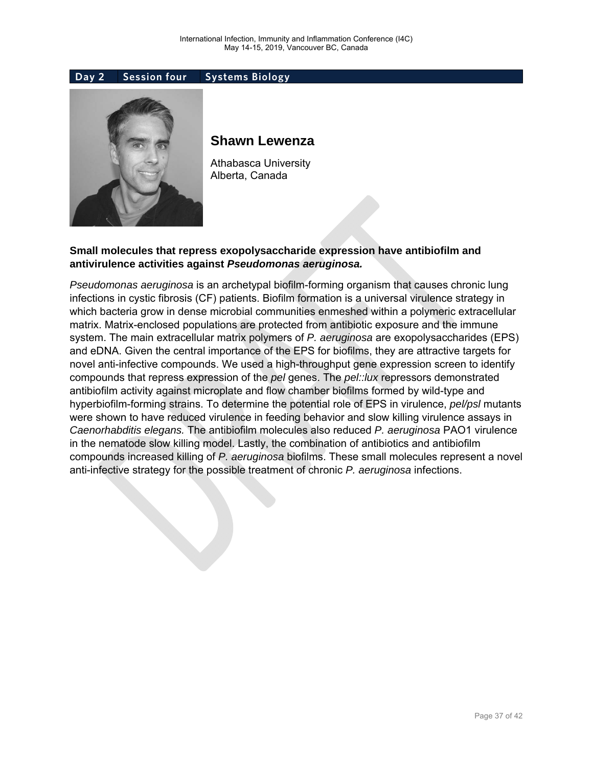**Day 2 | Session four | Systems Biology**

## Shawn Lewenza

Athabasca University
Alberta, Canada

### Small molecules that repress exopolysaccharide expression have antibiofilm and antivirulence activities against *Pseudomonas aeruginosa.*

*Pseudomonas aeruginosa* is an archetypal biofilm-forming organism that causes chronic lung infections in cystic fibrosis (CF) patients. Biofilm formation is a universal virulence strategy in which bacteria grow in dense microbial communities enmeshed within a polymeric extracellular matrix. Matrix-enclosed populations are protected from antibiotic exposure and the immune system. The main extracellular matrix polymers of *P. aeruginosa* are exopolysaccharides (EPS) and eDNA. Given the central importance of the EPS for biofilms, they are attractive targets for novel anti-infective compounds. We used a high-throughput gene expression screen to identify compounds that repress expression of the *pel* genes. The *pel::lux* repressors demonstrated antibiofilm activity against microplate and flow chamber biofilms formed by wild-type and hyperbiofilm-forming strains. To determine the potential role of EPS in virulence, *pel/psl* mutants were shown to have reduced virulence in feeding behavior and slow killing virulence assays in *Caenorhabditis elegans.* The antibiofilm molecules also reduced *P. aeruginosa* PAO1 virulence in the nematode slow killing model. Lastly, the combination of antibiotics and antibiofilm compounds increased killing of *P. aeruginosa* biofilms. These small molecules represent a novel anti-infective strategy for the possible treatment of chronic *P. aeruginosa* infections.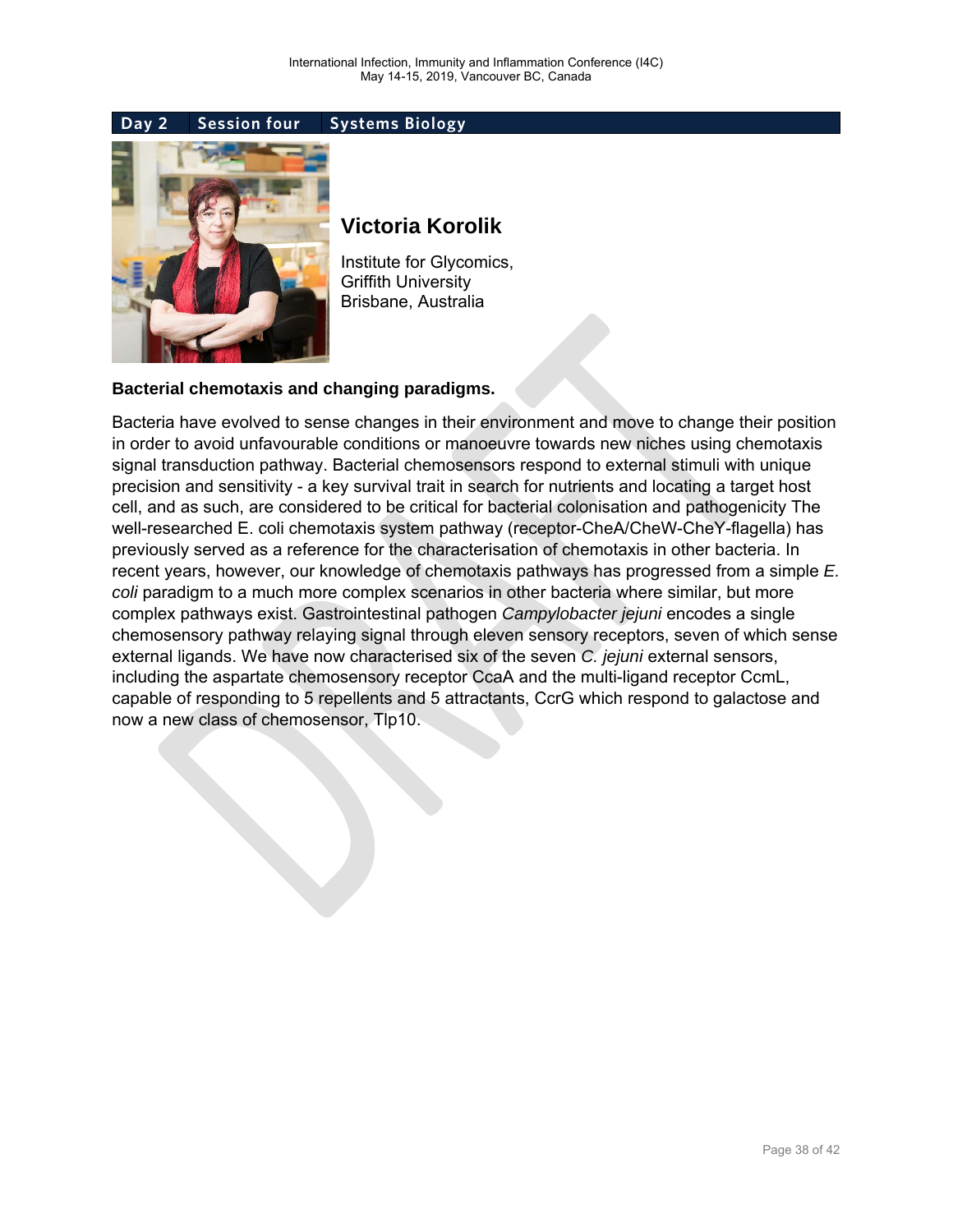Day 2 | Session four | Systems Biology

## Victoria Korolik

Institute for Glycomics,
Griffith University
Brisbane, Australia

**Bacterial chemotaxis and changing paradigms.**

Bacteria have evolved to sense changes in their environment and move to change their position in order to avoid unfavourable conditions or manoeuvre towards new niches using chemotaxis signal transduction pathway. Bacterial chemosensors respond to external stimuli with unique precision and sensitivity - a key survival trait in search for nutrients and locating a target host cell, and as such, are considered to be critical for bacterial colonisation and pathogenicity The well-researched E. coli chemotaxis system pathway (receptor-CheA/CheW-CheY-flagella) has previously served as a reference for the characterisation of chemotaxis in other bacteria. In recent years, however, our knowledge of chemotaxis pathways has progressed from a simple *E. coli* paradigm to a much more complex scenarios in other bacteria where similar, but more complex pathways exist. Gastrointestinal pathogen *Campylobacter jejuni* encodes a single chemosensory pathway relaying signal through eleven sensory receptors, seven of which sense external ligands. We have now characterised six of the seven *C. jejuni* external sensors, including the aspartate chemosensory receptor CcaA and the multi-ligand receptor CcmL, capable of responding to 5 repellents and 5 attractants, CcrG which respond to galactose and now a new class of chemosensor, Tlp10.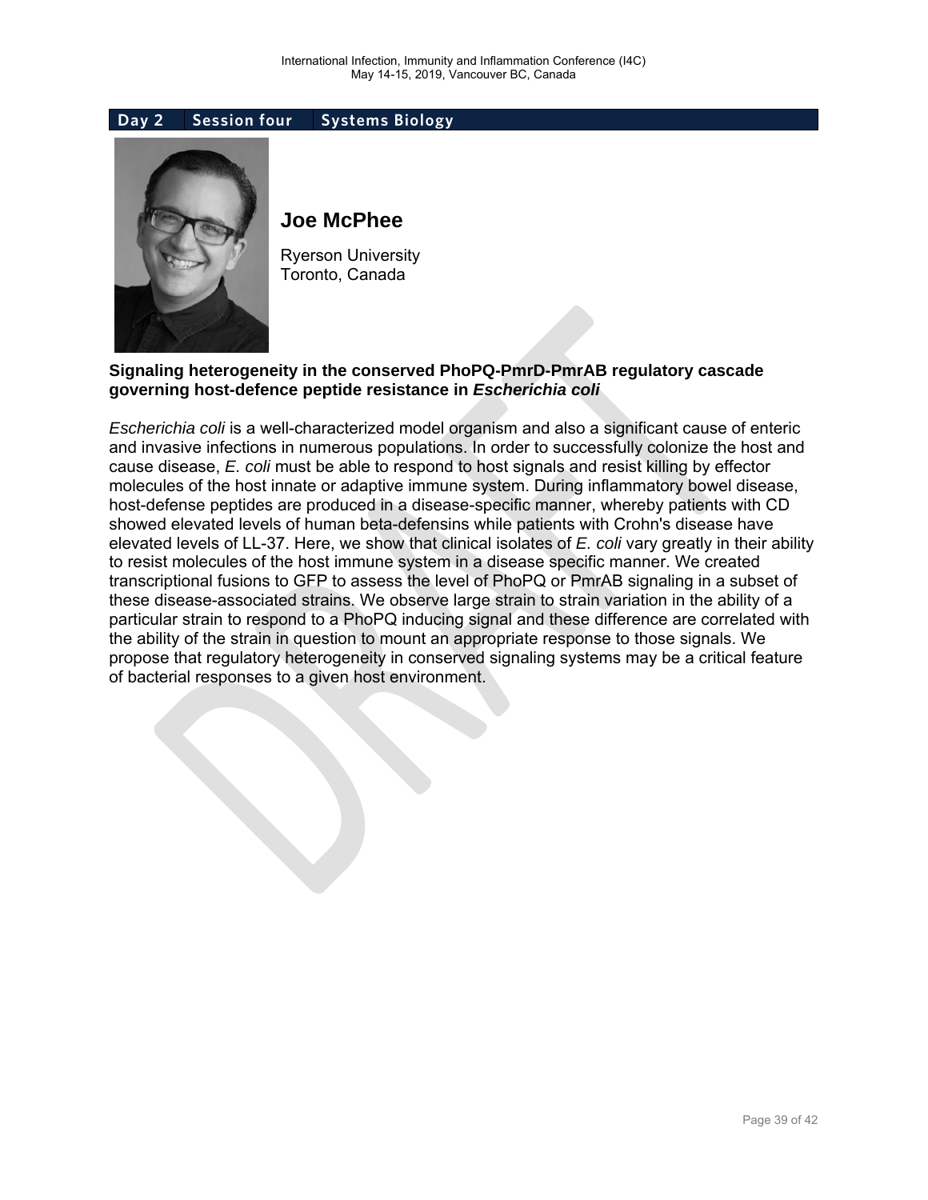Day 2 | Session four | Systems Biology

## Joe McPhee

Ryerson University
Toronto, Canada

**Signaling heterogeneity in the conserved PhoPQ-PmrD-PmrAB regulatory cascade governing host-defence peptide resistance in *Escherichia coli***

*Escherichia coli* is a well-characterized model organism and also a significant cause of enteric and invasive infections in numerous populations. In order to successfully colonize the host and cause disease, *E. coli* must be able to respond to host signals and resist killing by effector molecules of the host innate or adaptive immune system. During inflammatory bowel disease, host-defense peptides are produced in a disease-specific manner, whereby patients with CD showed elevated levels of human beta-defensins while patients with Crohn's disease have elevated levels of LL-37. Here, we show that clinical isolates of *E. coli* vary greatly in their ability to resist molecules of the host immune system in a disease specific manner. We created transcriptional fusions to GFP to assess the level of PhoPQ or PmrAB signaling in a subset of these disease-associated strains. We observe large strain to strain variation in the ability of a particular strain to respond to a PhoPQ inducing signal and these difference are correlated with the ability of the strain in question to mount an appropriate response to those signals. We propose that regulatory heterogeneity in conserved signaling systems may be a critical feature of bacterial responses to a given host environment.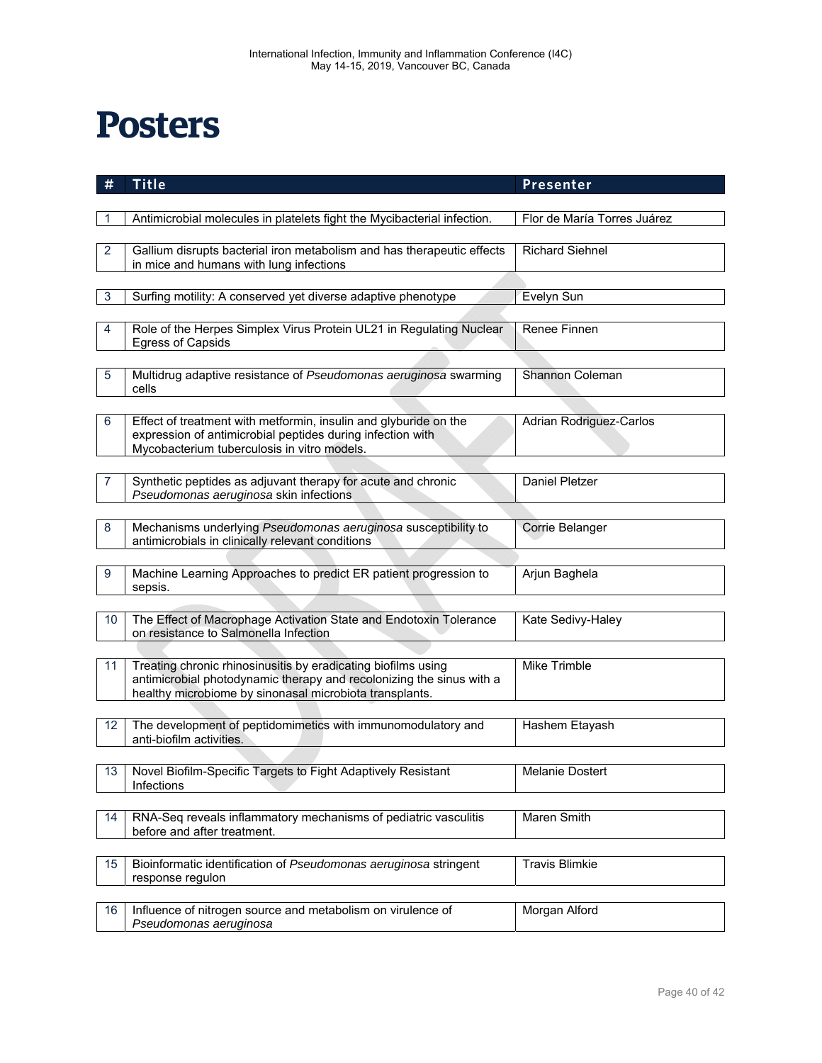# Posters

| # | Title | Presenter |
|---|---|---|
| 1 | Antimicrobial molecules in platelets fight the Mycibacterial infection. | Flor de María Torres Juárez |
| 2 | Gallium disrupts bacterial iron metabolism and has therapeutic effects in mice and humans with lung infections | Richard Siehnel |
| 3 | Surfing motility: A conserved yet diverse adaptive phenotype | Evelyn Sun |
| 4 | Role of the Herpes Simplex Virus Protein UL21 in Regulating Nuclear Egress of Capsids | Renee Finnen |
| 5 | Multidrug adaptive resistance of *Pseudomonas aeruginosa* swarming cells | Shannon Coleman |
| 6 | Effect of treatment with metformin, insulin and glyburide on the expression of antimicrobial peptides during infection with Mycobacterium tuberculosis in vitro models. | Adrian Rodriguez-Carlos |
| 7 | Synthetic peptides as adjuvant therapy for acute and chronic *Pseudomonas aeruginosa* skin infections | Daniel Pletzer |
| 8 | Mechanisms underlying *Pseudomonas aeruginosa* susceptibility to antimicrobials in clinically relevant conditions | Corrie Belanger |
| 9 | Machine Learning Approaches to predict ER patient progression to sepsis. | Arjun Baghela |
| 10 | The Effect of Macrophage Activation State and Endotoxin Tolerance on resistance to Salmonella Infection | Kate Sedivy-Haley |
| 11 | Treating chronic rhinosinusitis by eradicating biofilms using antimicrobial photodynamic therapy and recolonizing the sinus with a healthy microbiome by sinonasal microbiota transplants. | Mike Trimble |
| 12 | The development of peptidomimetics with immunomodulatory and anti-biofilm activities. | Hashem Etayash |
| 13 | Novel Biofilm-Specific Targets to Fight Adaptively Resistant Infections | Melanie Dostert |
| 14 | RNA-Seq reveals inflammatory mechanisms of pediatric vasculitis before and after treatment. | Maren Smith |
| 15 | Bioinformatic identification of *Pseudomonas aeruginosa* stringent response regulon | Travis Blimkie |
| 16 | Influence of nitrogen source and metabolism on virulence of *Pseudomonas aeruginosa* | Morgan Alford |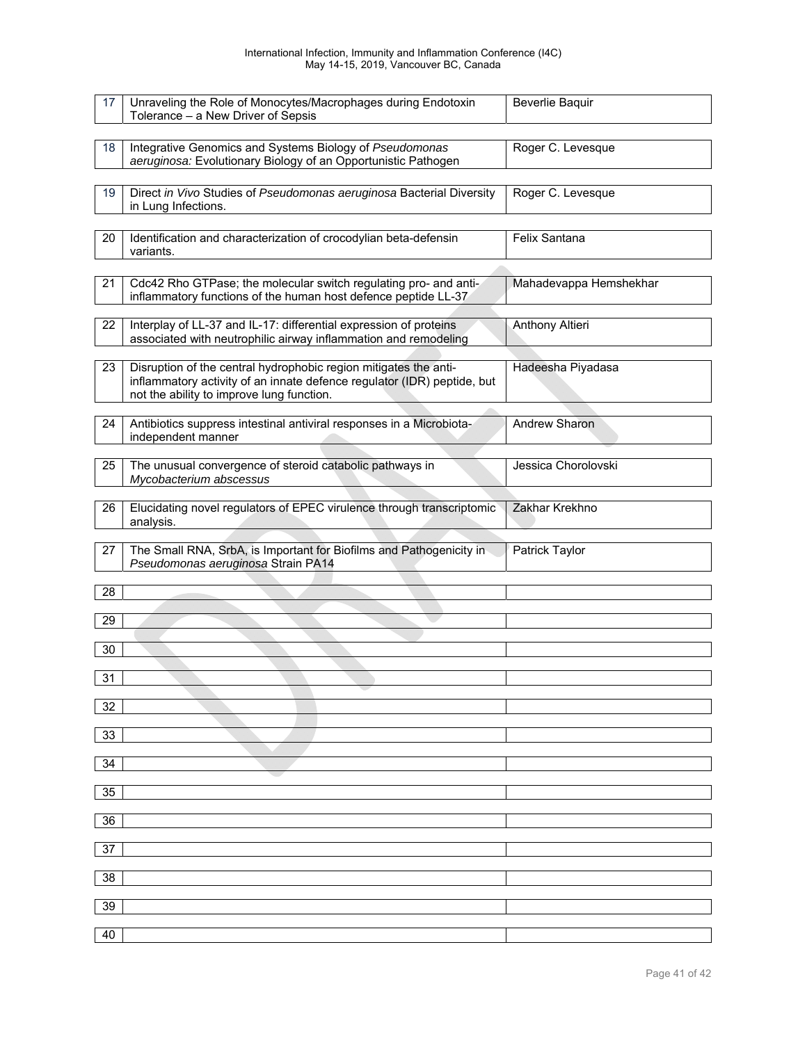| | | |
|---|---|---|
| 17 | Unraveling the Role of Monocytes/Macrophages during Endotoxin Tolerance – a New Driver of Sepsis | Beverlie Baquir |
| 18 | Integrative Genomics and Systems Biology of *Pseudomonas aeruginosa:* Evolutionary Biology of an Opportunistic Pathogen | Roger C. Levesque |
| 19 | Direct *in Vivo* Studies of *Pseudomonas aeruginosa* Bacterial Diversity in Lung Infections. | Roger C. Levesque |
| 20 | Identification and characterization of crocodylian beta-defensin variants. | Felix Santana |
| 21 | Cdc42 Rho GTPase; the molecular switch regulating pro- and anti-inflammatory functions of the human host defence peptide LL-37 | Mahadevappa Hemshekhar |
| 22 | Interplay of LL-37 and IL-17: differential expression of proteins associated with neutrophilic airway inflammation and remodeling | Anthony Altieri |
| 23 | Disruption of the central hydrophobic region mitigates the anti-inflammatory activity of an innate defence regulator (IDR) peptide, but not the ability to improve lung function. | Hadeesha Piyadasa |
| 24 | Antibiotics suppress intestinal antiviral responses in a Microbiota-independent manner | Andrew Sharon |
| 25 | The unusual convergence of steroid catabolic pathways in *Mycobacterium abscessus* | Jessica Chorolovski |
| 26 | Elucidating novel regulators of EPEC virulence through transcriptomic analysis. | Zakhar Krekhno |
| 27 | The Small RNA, SrbA, is Important for Biofilms and Pathogenicity in *Pseudomonas aeruginosa* Strain PA14 | Patrick Taylor |
| 28 | | |
| 29 | | |
| 30 | | |
| 31 | | |
| 32 | | |
| 33 | | |
| 34 | | |
| 35 | | |
| 36 | | |
| 37 | | |
| 38 | | |
| 39 | | |
| 40 | | |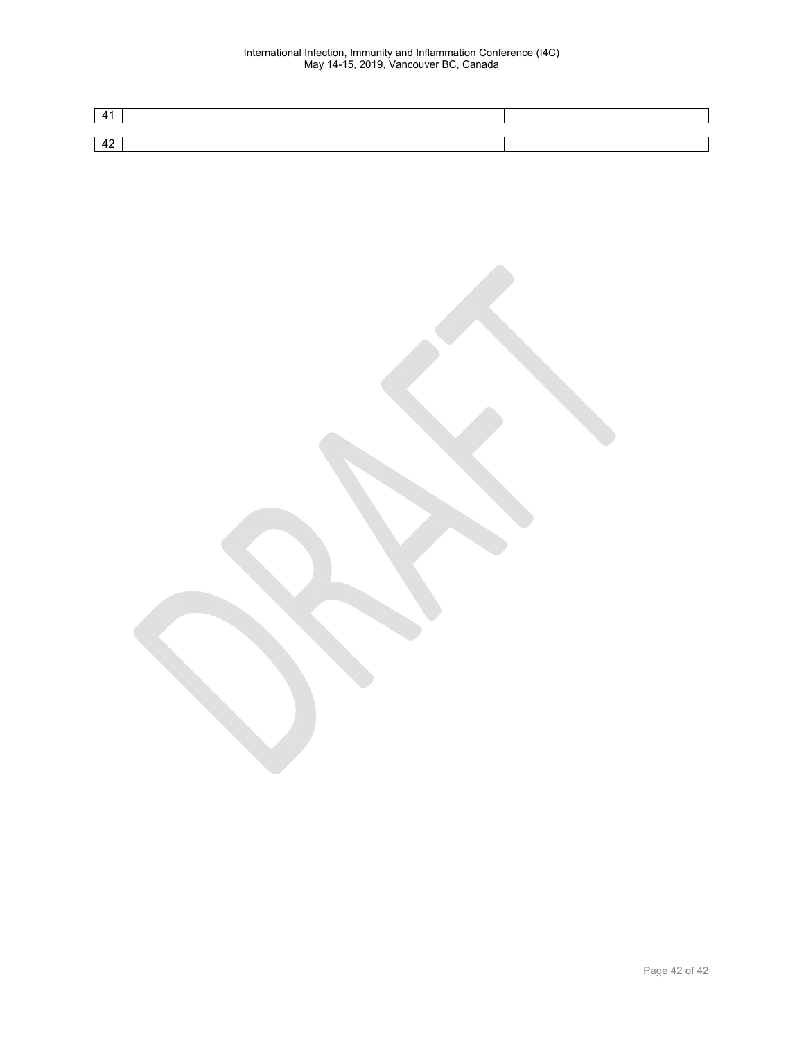| | | |
|---|---|---|
| 41 | | |

| | | |
|---|---|---|
| 42 | | |